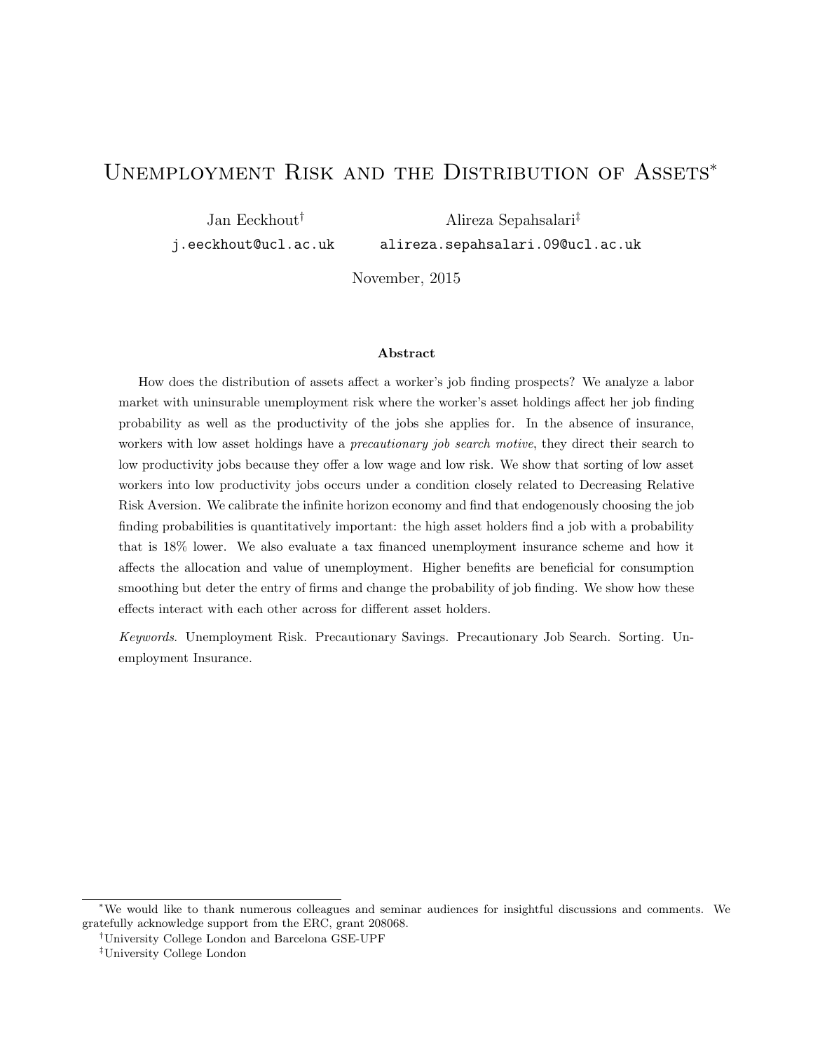# Unemployment Risk and the Distribution of Assets[*]

Jan Eeckhout[†]
j.eeckhout@ucl.ac.uk

Alireza Sepahsalari[‡]
alireza.sepahsalari.09@ucl.ac.uk

November, 2015

### Abstract

How does the distribution of assets affect a worker's job finding prospects? We analyze a labor market with uninsurable unemployment risk where the worker's asset holdings affect her job finding probability as well as the productivity of the jobs she applies for. In the absence of insurance, workers with low asset holdings have a *precautionary job search motive*, they direct their search to low productivity jobs because they offer a low wage and low risk. We show that sorting of low asset workers into low productivity jobs occurs under a condition closely related to Decreasing Relative Risk Aversion. We calibrate the infinite horizon economy and find that endogenously choosing the job finding probabilities is quantitatively important: the high asset holders find a job with a probability that is 18% lower. We also evaluate a tax financed unemployment insurance scheme and how it affects the allocation and value of unemployment. Higher benefits are beneficial for consumption smoothing but deter the entry of firms and change the probability of job finding. We show how these effects interact with each other across for different asset holders.

*Keywords*. Unemployment Risk. Precautionary Savings. Precautionary Job Search. Sorting. Unemployment Insurance.

---

[*] We would like to thank numerous colleagues and seminar audiences for insightful discussions and comments. We gratefully acknowledge support from the ERC, grant 208068.

[†] University College London and Barcelona GSE-UPF

[‡] University College London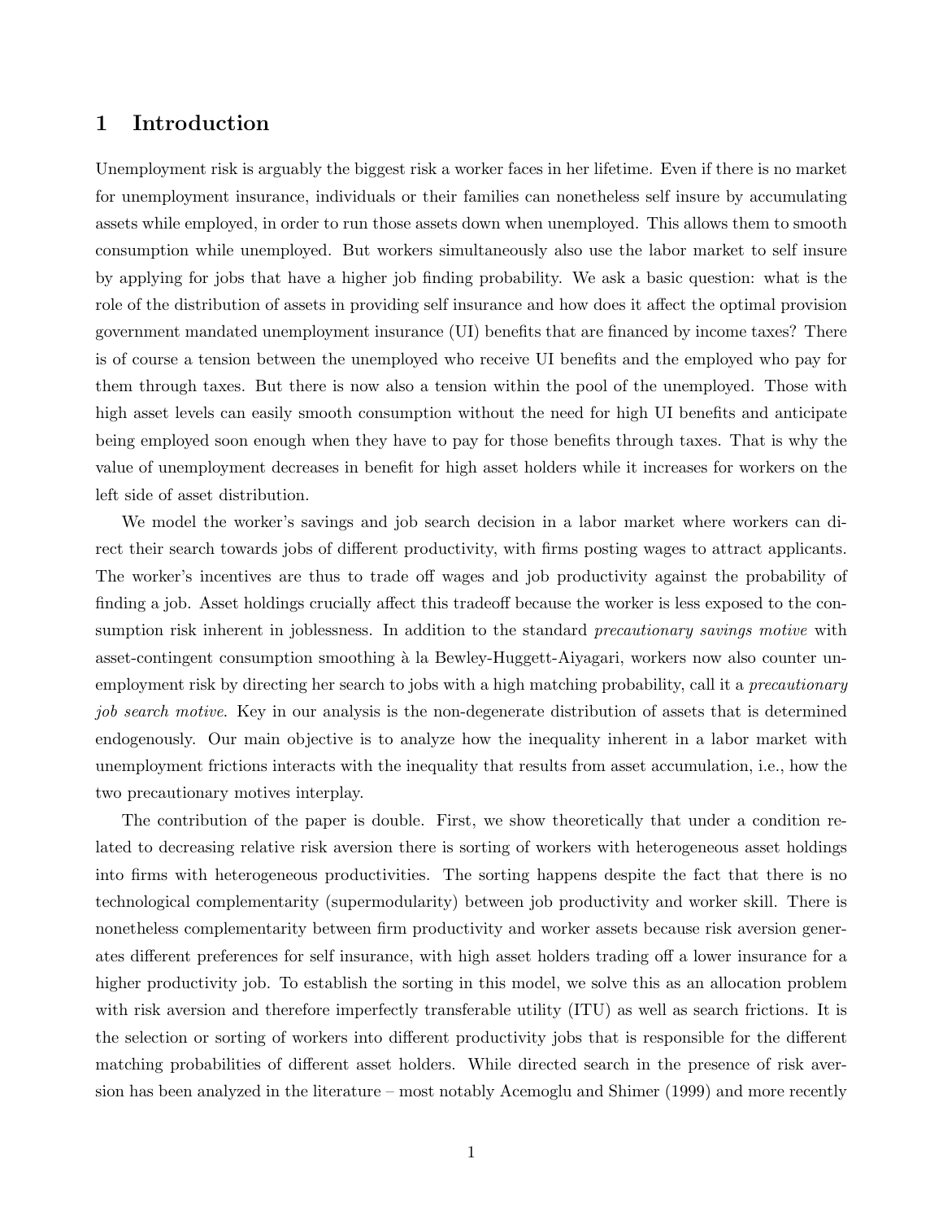# 1 Introduction

Unemployment risk is arguably the biggest risk a worker faces in her lifetime. Even if there is no market for unemployment insurance, individuals or their families can nonetheless self insure by accumulating assets while employed, in order to run those assets down when unemployed. This allows them to smooth consumption while unemployed. But workers simultaneously also use the labor market to self insure by applying for jobs that have a higher job finding probability. We ask a basic question: what is the role of the distribution of assets in providing self insurance and how does it affect the optimal provision government mandated unemployment insurance (UI) benefits that are financed by income taxes? There is of course a tension between the unemployed who receive UI benefits and the employed who pay for them through taxes. But there is now also a tension within the pool of the unemployed. Those with high asset levels can easily smooth consumption without the need for high UI benefits and anticipate being employed soon enough when they have to pay for those benefits through taxes. That is why the value of unemployment decreases in benefit for high asset holders while it increases for workers on the left side of asset distribution.

We model the worker's savings and job search decision in a labor market where workers can direct their search towards jobs of different productivity, with firms posting wages to attract applicants. The worker's incentives are thus to trade off wages and job productivity against the probability of finding a job. Asset holdings crucially affect this tradeoff because the worker is less exposed to the consumption risk inherent in joblessness. In addition to the standard *precautionary savings motive* with asset-contingent consumption smoothing à la Bewley-Huggett-Aiyagari, workers now also counter unemployment risk by directing her search to jobs with a high matching probability, call it a *precautionary job search motive*. Key in our analysis is the non-degenerate distribution of assets that is determined endogenously. Our main objective is to analyze how the inequality inherent in a labor market with unemployment frictions interacts with the inequality that results from asset accumulation, i.e., how the two precautionary motives interplay.

The contribution of the paper is double. First, we show theoretically that under a condition related to decreasing relative risk aversion there is sorting of workers with heterogeneous asset holdings into firms with heterogeneous productivities. The sorting happens despite the fact that there is no technological complementarity (supermodularity) between job productivity and worker skill. There is nonetheless complementarity between firm productivity and worker assets because risk aversion generates different preferences for self insurance, with high asset holders trading off a lower insurance for a higher productivity job. To establish the sorting in this model, we solve this as an allocation problem with risk aversion and therefore imperfectly transferable utility (ITU) as well as search frictions. It is the selection or sorting of workers into different productivity jobs that is responsible for the different matching probabilities of different asset holders. While directed search in the presence of risk aversion has been analyzed in the literature – most notably Acemoglu and Shimer (1999) and more recently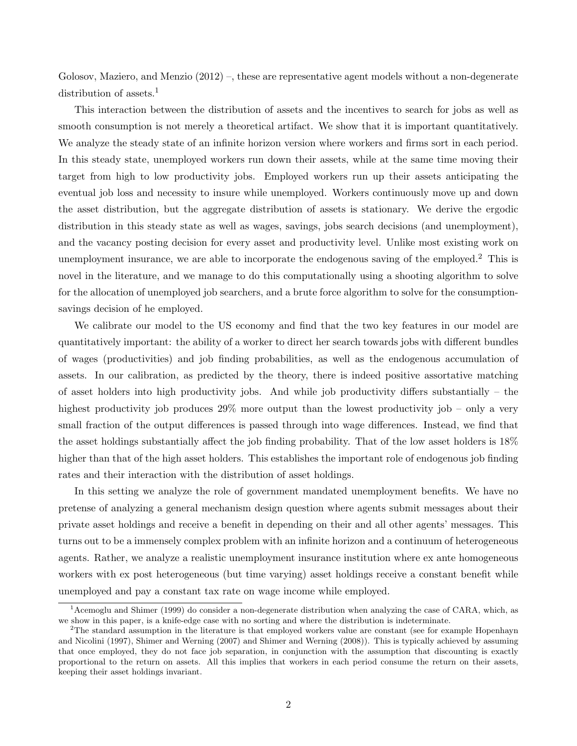Golosov, Maziero, and Menzio (2012) –, these are representative agent models without a non-degenerate distribution of assets.[1]

This interaction between the distribution of assets and the incentives to search for jobs as well as smooth consumption is not merely a theoretical artifact. We show that it is important quantitatively. We analyze the steady state of an infinite horizon version where workers and firms sort in each period. In this steady state, unemployed workers run down their assets, while at the same time moving their target from high to low productivity jobs. Employed workers run up their assets anticipating the eventual job loss and necessity to insure while unemployed. Workers continuously move up and down the asset distribution, but the aggregate distribution of assets is stationary. We derive the ergodic distribution in this steady state as well as wages, savings, jobs search decisions (and unemployment), and the vacancy posting decision for every asset and productivity level. Unlike most existing work on unemployment insurance, we are able to incorporate the endogenous saving of the employed.[2] This is novel in the literature, and we manage to do this computationally using a shooting algorithm to solve for the allocation of unemployed job searchers, and a brute force algorithm to solve for the consumption-savings decision of he employed.

We calibrate our model to the US economy and find that the two key features in our model are quantitatively important: the ability of a worker to direct her search towards jobs with different bundles of wages (productivities) and job finding probabilities, as well as the endogenous accumulation of assets. In our calibration, as predicted by the theory, there is indeed positive assortative matching of asset holders into high productivity jobs. And while job productivity differs substantially – the highest productivity job produces 29% more output than the lowest productivity job – only a very small fraction of the output differences is passed through into wage differences. Instead, we find that the asset holdings substantially affect the job finding probability. That of the low asset holders is 18% higher than that of the high asset holders. This establishes the important role of endogenous job finding rates and their interaction with the distribution of asset holdings.

In this setting we analyze the role of government mandated unemployment benefits. We have no pretense of analyzing a general mechanism design question where agents submit messages about their private asset holdings and receive a benefit in depending on their and all other agents' messages. This turns out to be a immensely complex problem with an infinite horizon and a continuum of heterogeneous agents. Rather, we analyze a realistic unemployment insurance institution where ex ante homogeneous workers with ex post heterogeneous (but time varying) asset holdings receive a constant benefit while unemployed and pay a constant tax rate on wage income while employed.

---

[1] Acemoglu and Shimer (1999) do consider a non-degenerate distribution when analyzing the case of CARA, which, as we show in this paper, is a knife-edge case with no sorting and where the distribution is indeterminate.

[2] The standard assumption in the literature is that employed workers value are constant (see for example Hopenhayn and Nicolini (1997), Shimer and Werning (2007) and Shimer and Werning (2008)). This is typically achieved by assuming that once employed, they do not face job separation, in conjunction with the assumption that discounting is exactly proportional to the return on assets. All this implies that workers in each period consume the return on their assets, keeping their asset holdings invariant.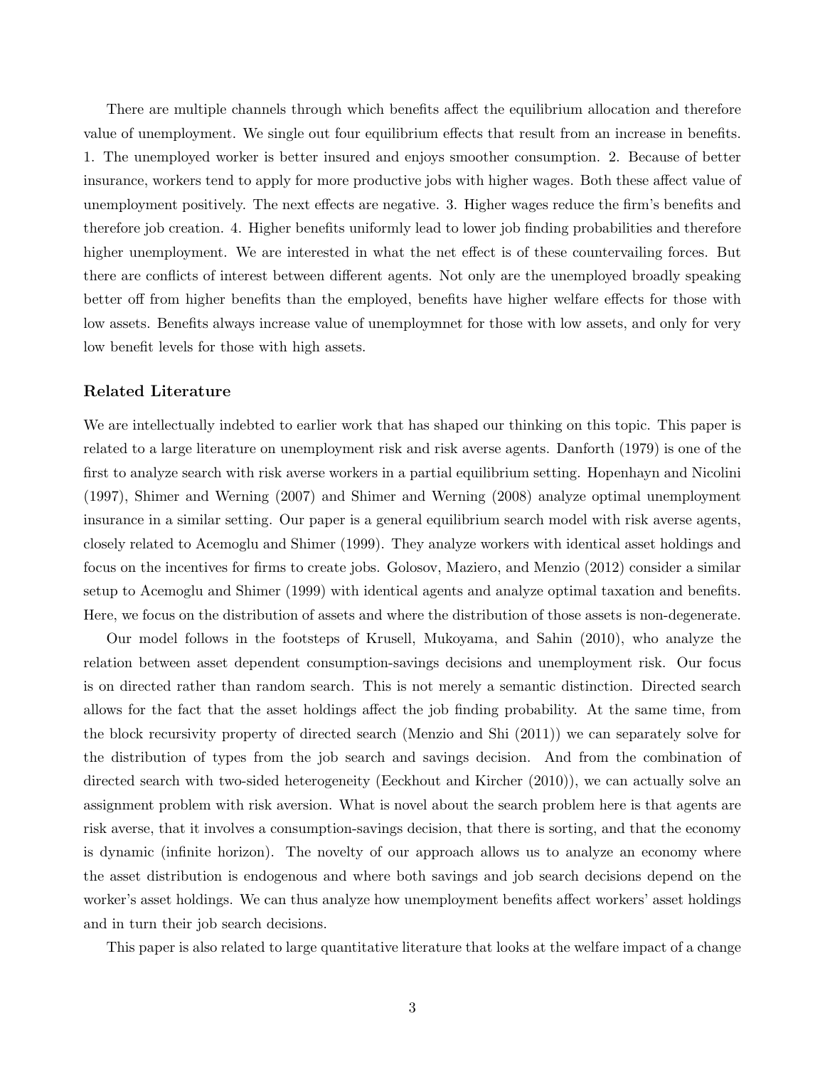There are multiple channels through which benefits affect the equilibrium allocation and therefore value of unemployment. We single out four equilibrium effects that result from an increase in benefits. 1. The unemployed worker is better insured and enjoys smoother consumption. 2. Because of better insurance, workers tend to apply for more productive jobs with higher wages. Both these affect value of unemployment positively. The next effects are negative. 3. Higher wages reduce the firm's benefits and therefore job creation. 4. Higher benefits uniformly lead to lower job finding probabilities and therefore higher unemployment. We are interested in what the net effect is of these countervailing forces. But there are conflicts of interest between different agents. Not only are the unemployed broadly speaking better off from higher benefits than the employed, benefits have higher welfare effects for those with low assets. Benefits always increase value of unemploymnet for those with low assets, and only for very low benefit levels for those with high assets.

### Related Literature

We are intellectually indebted to earlier work that has shaped our thinking on this topic. This paper is related to a large literature on unemployment risk and risk averse agents. Danforth (1979) is one of the first to analyze search with risk averse workers in a partial equilibrium setting. Hopenhayn and Nicolini (1997), Shimer and Werning (2007) and Shimer and Werning (2008) analyze optimal unemployment insurance in a similar setting. Our paper is a general equilibrium search model with risk averse agents, closely related to Acemoglu and Shimer (1999). They analyze workers with identical asset holdings and focus on the incentives for firms to create jobs. Golosov, Maziero, and Menzio (2012) consider a similar setup to Acemoglu and Shimer (1999) with identical agents and analyze optimal taxation and benefits. Here, we focus on the distribution of assets and where the distribution of those assets is non-degenerate.

Our model follows in the footsteps of Krusell, Mukoyama, and Sahin (2010), who analyze the relation between asset dependent consumption-savings decisions and unemployment risk. Our focus is on directed rather than random search. This is not merely a semantic distinction. Directed search allows for the fact that the asset holdings affect the job finding probability. At the same time, from the block recursivity property of directed search (Menzio and Shi (2011)) we can separately solve for the distribution of types from the job search and savings decision. And from the combination of directed search with two-sided heterogeneity (Eeckhout and Kircher (2010)), we can actually solve an assignment problem with risk aversion. What is novel about the search problem here is that agents are risk averse, that it involves a consumption-savings decision, that there is sorting, and that the economy is dynamic (infinite horizon). The novelty of our approach allows us to analyze an economy where the asset distribution is endogenous and where both savings and job search decisions depend on the worker's asset holdings. We can thus analyze how unemployment benefits affect workers' asset holdings and in turn their job search decisions.

This paper is also related to large quantitative literature that looks at the welfare impact of a change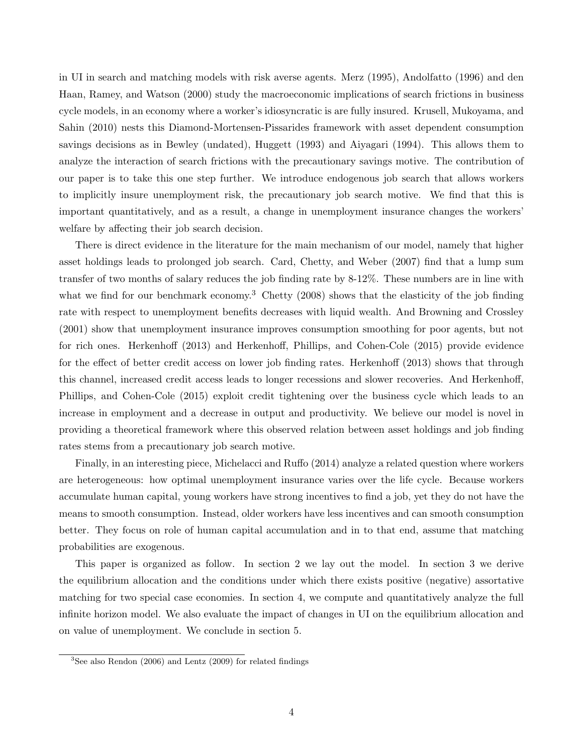in UI in search and matching models with risk averse agents. Merz (1995), Andolfatto (1996) and den Haan, Ramey, and Watson (2000) study the macroeconomic implications of search frictions in business cycle models, in an economy where a worker's idiosyncratic is are fully insured. Krusell, Mukoyama, and Sahin (2010) nests this Diamond-Mortensen-Pissarides framework with asset dependent consumption savings decisions as in Bewley (undated), Huggett (1993) and Aiyagari (1994). This allows them to analyze the interaction of search frictions with the precautionary savings motive. The contribution of our paper is to take this one step further. We introduce endogenous job search that allows workers to implicitly insure unemployment risk, the precautionary job search motive. We find that this is important quantitatively, and as a result, a change in unemployment insurance changes the workers' welfare by affecting their job search decision.

There is direct evidence in the literature for the main mechanism of our model, namely that higher asset holdings leads to prolonged job search. Card, Chetty, and Weber (2007) find that a lump sum transfer of two months of salary reduces the job finding rate by 8-12%. These numbers are in line with what we find for our benchmark economy.[3] Chetty (2008) shows that the elasticity of the job finding rate with respect to unemployment benefits decreases with liquid wealth. And Browning and Crossley (2001) show that unemployment insurance improves consumption smoothing for poor agents, but not for rich ones. Herkenhoff (2013) and Herkenhoff, Phillips, and Cohen-Cole (2015) provide evidence for the effect of better credit access on lower job finding rates. Herkenhoff (2013) shows that through this channel, increased credit access leads to longer recessions and slower recoveries. And Herkenhoff, Phillips, and Cohen-Cole (2015) exploit credit tightening over the business cycle which leads to an increase in employment and a decrease in output and productivity. We believe our model is novel in providing a theoretical framework where this observed relation between asset holdings and job finding rates stems from a precautionary job search motive.

Finally, in an interesting piece, Michelacci and Ruffo (2014) analyze a related question where workers are heterogeneous: how optimal unemployment insurance varies over the life cycle. Because workers accumulate human capital, young workers have strong incentives to find a job, yet they do not have the means to smooth consumption. Instead, older workers have less incentives and can smooth consumption better. They focus on role of human capital accumulation and in to that end, assume that matching probabilities are exogenous.

This paper is organized as follow. In section 2 we lay out the model. In section 3 we derive the equilibrium allocation and the conditions under which there exists positive (negative) assortative matching for two special case economies. In section 4, we compute and quantitatively analyze the full infinite horizon model. We also evaluate the impact of changes in UI on the equilibrium allocation and on value of unemployment. We conclude in section 5.

[3] See also Rendon (2006) and Lentz (2009) for related findings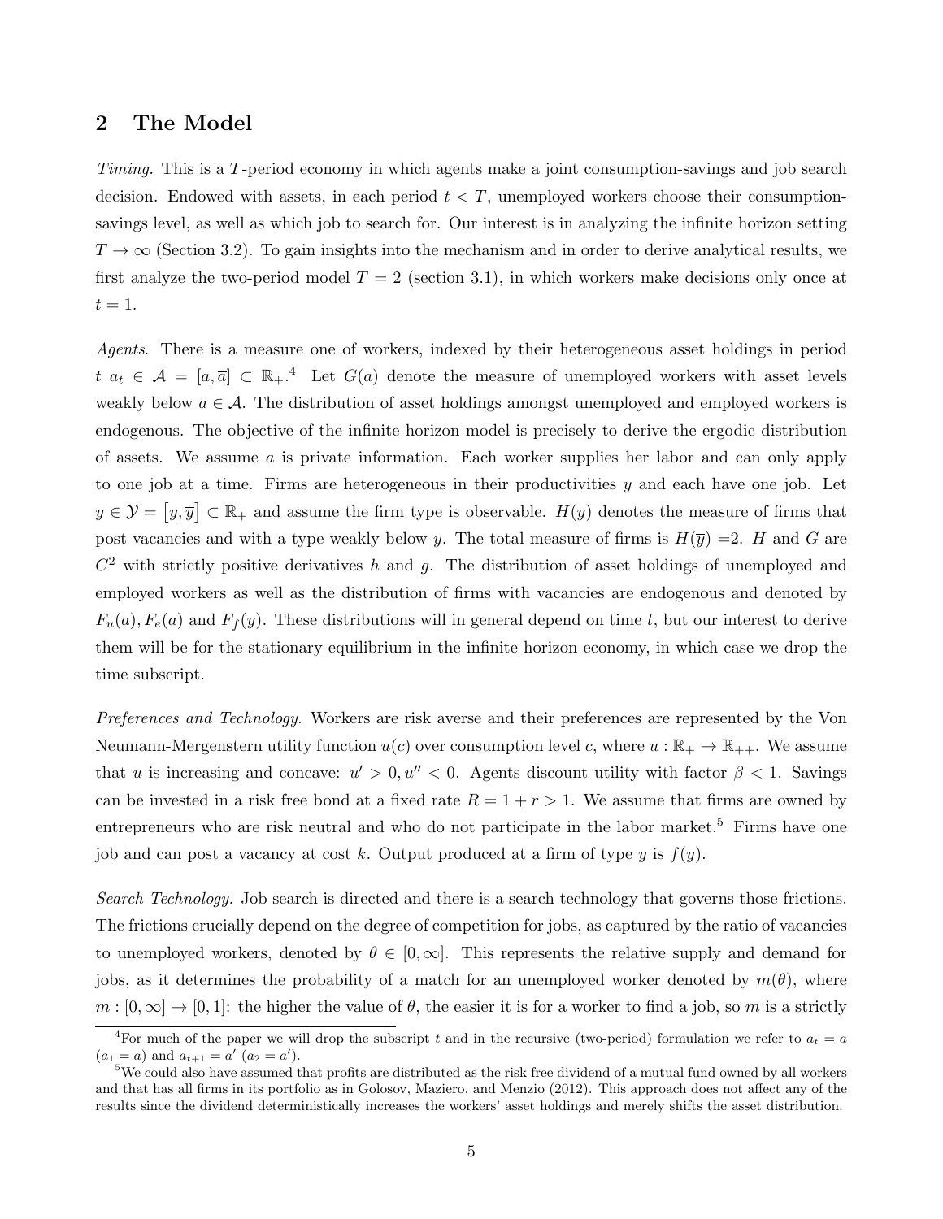## 2 The Model

*Timing.* This is a $T$-period economy in which agents make a joint consumption-savings and job search decision. Endowed with assets, in each period $t < T$, unemployed workers choose their consumption-savings level, as well as which job to search for. Our interest is in analyzing the infinite horizon setting $T \to \infty$ (Section 3.2). To gain insights into the mechanism and in order to derive analytical results, we first analyze the two-period model $T = 2$ (section 3.1), in which workers make decisions only once at $t = 1$.

*Agents.* There is a measure one of workers, indexed by their heterogeneous asset holdings in period $t$ $a_t \in \mathcal{A} = [\underline{a}, \overline{a}] \subset \mathbb{R}_+$.[4] Let $G(a)$ denote the measure of unemployed workers with asset levels weakly below $a \in \mathcal{A}$. The distribution of asset holdings amongst unemployed and employed workers is endogenous. The objective of the infinite horizon model is precisely to derive the ergodic distribution of assets. We assume $a$ is private information. Each worker supplies her labor and can only apply to one job at a time. Firms are heterogeneous in their productivities $y$ and each have one job. Let $y \in \mathcal{Y} = [\underline{y}, \overline{y}] \subset \mathbb{R}_+$ and assume the firm type is observable. $H(y)$ denotes the measure of firms that post vacancies and with a type weakly below $y$. The total measure of firms is $H(\overline{y}) = 2$. $H$ and $G$ are $C^2$ with strictly positive derivatives $h$ and $g$. The distribution of asset holdings of unemployed and employed workers as well as the distribution of firms with vacancies are endogenous and denoted by $F_u(a), F_e(a)$ and $F_f(y)$. These distributions will in general depend on time $t$, but our interest to derive them will be for the stationary equilibrium in the infinite horizon economy, in which case we drop the time subscript.

*Preferences and Technology.* Workers are risk averse and their preferences are represented by the Von Neumann-Mergenstern utility function $u(c)$ over consumption level $c$, where $u : \mathbb{R}_+ \to \mathbb{R}_{++}$. We assume that $u$ is increasing and concave: $u' > 0, u'' < 0$. Agents discount utility with factor $\beta < 1$. Savings can be invested in a risk free bond at a fixed rate $R = 1 + r > 1$. We assume that firms are owned by entrepreneurs who are risk neutral and who do not participate in the labor market.[5] Firms have one job and can post a vacancy at cost $k$. Output produced at a firm of type $y$ is $f(y)$.

*Search Technology.* Job search is directed and there is a search technology that governs those frictions. The frictions crucially depend on the degree of competition for jobs, as captured by the ratio of vacancies to unemployed workers, denoted by $\theta \in [0, \infty]$. This represents the relative supply and demand for jobs, as it determines the probability of a match for an unemployed worker denoted by $m(\theta)$, where $m : [0, \infty] \to [0, 1]$: the higher the value of $\theta$, the easier it is for a worker to find a job, so $m$ is a strictly

---

[4] For much of the paper we will drop the subscript $t$ and in the recursive (two-period) formulation we refer to $a_t = a$ ($a_1 = a$) and $a_{t+1} = a'$ ($a_2 = a'$).

[5] We could also have assumed that profits are distributed as the risk free dividend of a mutual fund owned by all workers and that has all firms in its portfolio as in Golosov, Maziero, and Menzio (2012). This approach does not affect any of the results since the dividend deterministically increases the workers' asset holdings and merely shifts the asset distribution.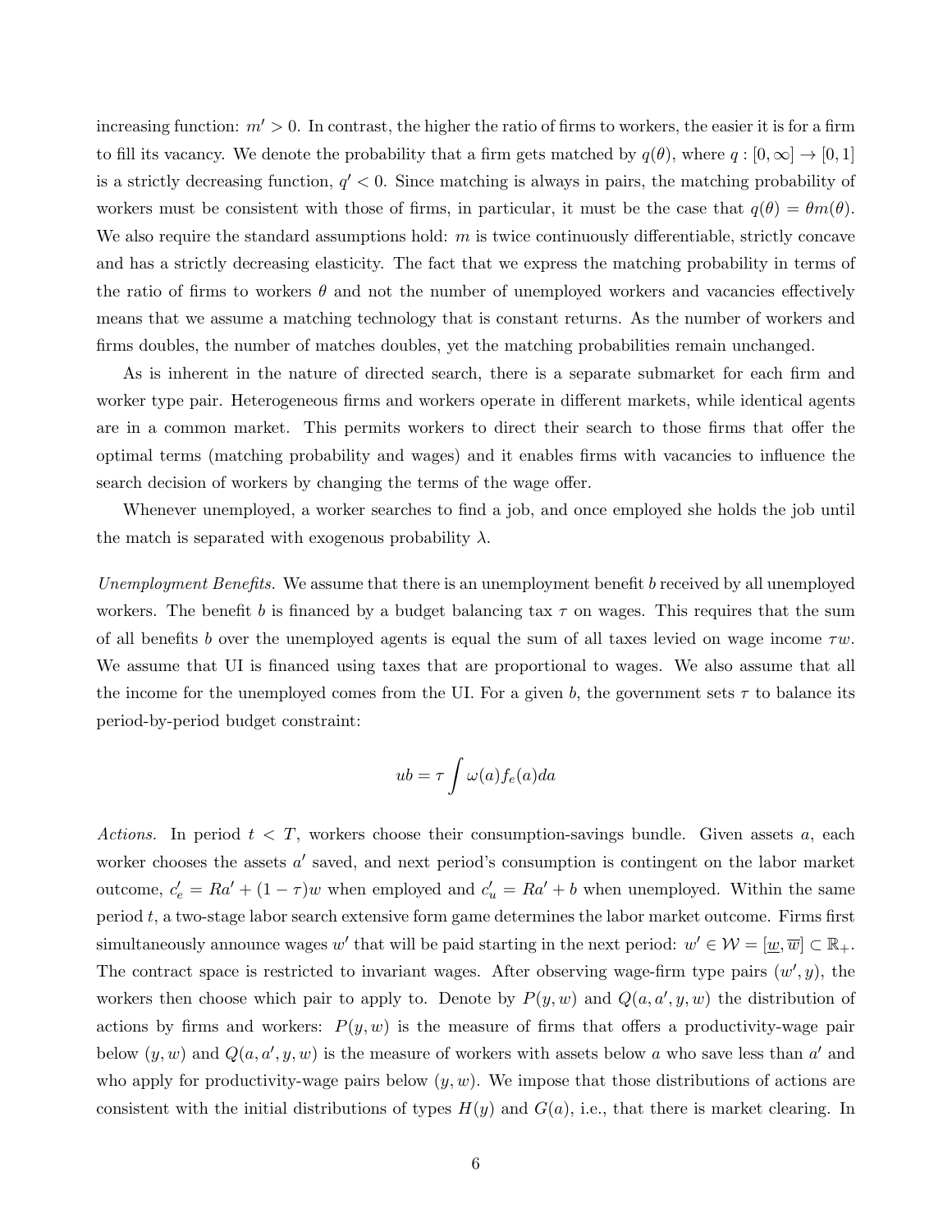increasing function: $m' > 0$. In contrast, the higher the ratio of firms to workers, the easier it is for a firm to fill its vacancy. We denote the probability that a firm gets matched by $q(\theta)$, where $q : [0, \infty] \to [0, 1]$ is a strictly decreasing function, $q' < 0$. Since matching is always in pairs, the matching probability of workers must be consistent with those of firms, in particular, it must be the case that $q(\theta) = \theta m(\theta)$. We also require the standard assumptions hold: $m$ is twice continuously differentiable, strictly concave and has a strictly decreasing elasticity. The fact that we express the matching probability in terms of the ratio of firms to workers $\theta$ and not the number of unemployed workers and vacancies effectively means that we assume a matching technology that is constant returns. As the number of workers and firms doubles, the number of matches doubles, yet the matching probabilities remain unchanged.

As is inherent in the nature of directed search, there is a separate submarket for each firm and worker type pair. Heterogeneous firms and workers operate in different markets, while identical agents are in a common market. This permits workers to direct their search to those firms that offer the optimal terms (matching probability and wages) and it enables firms with vacancies to influence the search decision of workers by changing the terms of the wage offer.

Whenever unemployed, a worker searches to find a job, and once employed she holds the job until the match is separated with exogenous probability $\lambda$.

*Unemployment Benefits.* We assume that there is an unemployment benefit $b$ received by all unemployed workers. The benefit $b$ is financed by a budget balancing tax $\tau$ on wages. This requires that the sum of all benefits $b$ over the unemployed agents is equal the sum of all taxes levied on wage income $\tau w$. We assume that UI is financed using taxes that are proportional to wages. We also assume that all the income for the unemployed comes from the UI. For a given $b$, the government sets $\tau$ to balance its period-by-period budget constraint:

$$ub = \tau \int \omega(a) f_e(a) da$$

*Actions.* In period $t < T$, workers choose their consumption-savings bundle. Given assets $a$, each worker chooses the assets $a'$ saved, and next period's consumption is contingent on the labor market outcome, $c'_e = Ra' + (1-\tau)w$ when employed and $c'_u = Ra' + b$ when unemployed. Within the same period $t$, a two-stage labor search extensive form game determines the labor market outcome. Firms first simultaneously announce wages $w'$ that will be paid starting in the next period: $w' \in \mathcal{W} = [\underline{w}, \overline{w}] \subset \mathbb{R}_+$. The contract space is restricted to invariant wages. After observing wage-firm type pairs $(w', y)$, the workers then choose which pair to apply to. Denote by $P(y, w)$ and $Q(a, a', y, w)$ the distribution of actions by firms and workers: $P(y, w)$ is the measure of firms that offers a productivity-wage pair below $(y, w)$ and $Q(a, a', y, w)$ is the measure of workers with assets below $a$ who save less than $a'$ and who apply for productivity-wage pairs below $(y, w)$. We impose that those distributions of actions are consistent with the initial distributions of types $H(y)$ and $G(a)$, i.e., that there is market clearing. In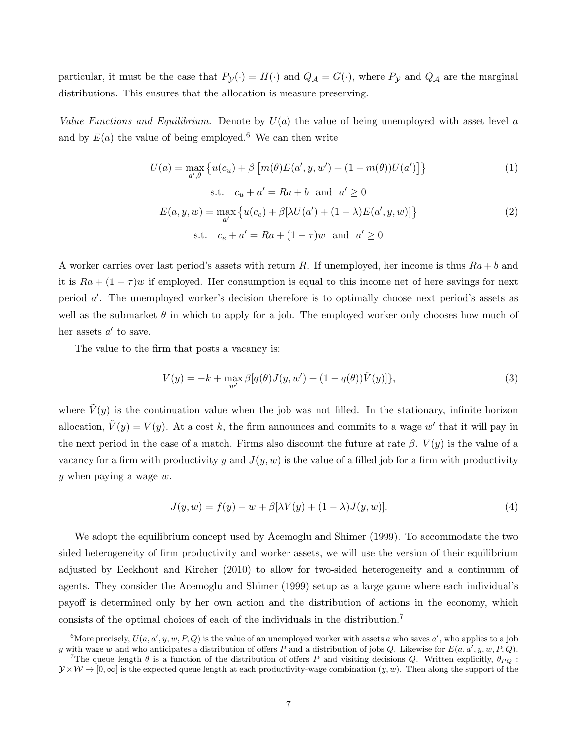particular, it must be the case that $P_{\mathcal{Y}}(\cdot) = H(\cdot)$ and $Q_{\mathcal{A}} = G(\cdot)$, where $P_{\mathcal{Y}}$ and $Q_{\mathcal{A}}$ are the marginal distributions. This ensures that the allocation is measure preserving.

*Value Functions and Equilibrium.* Denote by $U(a)$ the value of being unemployed with asset level $a$ and by $E(a)$ the value of being employed.[6] We can then write

$$U(a) = \max_{a',\theta} \left\{ u(c_u) + \beta \left[ m(\theta) E(a', y, w') + (1 - m(\theta)) U(a') \right] \right\} \tag{1}$$

$$\text{s.t.} \quad c_u + a' = Ra + b \quad \text{and} \quad a' \geq 0$$

$$E(a, y, w) = \max_{a'} \left\{ u(c_e) + \beta [\lambda U(a') + (1 - \lambda) E(a', y, w)] \right\} \tag{2}$$

$$\text{s.t.} \quad c_e + a' = Ra + (1 - \tau) w \quad \text{and} \quad a' \geq 0$$

A worker carries over last period's assets with return $R$. If unemployed, her income is thus $Ra + b$ and it is $Ra + (1 - \tau)w$ if employed. Her consumption is equal to this income net of here savings for next period $a'$. The unemployed worker's decision therefore is to optimally choose next period's assets as well as the submarket $\theta$ in which to apply for a job. The employed worker only chooses how much of her assets $a'$ to save.

The value to the firm that posts a vacancy is:

$$V(y) = -k + \max_{w'} \beta [q(\theta) J(y, w') + (1 - q(\theta)) \tilde{V}(y)]\}, \tag{3}$$

where $\tilde{V}(y)$ is the continuation value when the job was not filled. In the stationary, infinite horizon allocation, $\tilde{V}(y) = V(y)$. At a cost $k$, the firm announces and commits to a wage $w'$ that it will pay in the next period in the case of a match. Firms also discount the future at rate $\beta$. $V(y)$ is the value of a vacancy for a firm with productivity $y$ and $J(y, w)$ is the value of a filled job for a firm with productivity $y$ when paying a wage $w$.

$$J(y, w) = f(y) - w + \beta [\lambda V(y) + (1 - \lambda) J(y, w)]. \tag{4}$$

We adopt the equilibrium concept used by Acemoglu and Shimer (1999). To accommodate the two sided heterogeneity of firm productivity and worker assets, we will use the version of their equilibrium adjusted by Eeckhout and Kircher (2010) to allow for two-sided heterogeneity and a continuum of agents. They consider the Acemoglu and Shimer (1999) setup as a large game where each individual's payoff is determined only by her own action and the distribution of actions in the economy, which consists of the optimal choices of each of the individuals in the distribution.[7]

---

[6] More precisely, $U(a, a', y, w, P, Q)$ is the value of an unemployed worker with assets $a$ who saves $a'$, who applies to a job $y$ with wage $w$ and who anticipates a distribution of offers $P$ and a distribution of jobs $Q$. Likewise for $E(a, a', y, w, P, Q)$.

[7] The queue length $\theta$ is a function of the distribution of offers $P$ and visiting decisions $Q$. Written explicitly, $\theta_{PQ}$ : $\mathcal{Y} \times \mathcal{W} \rightarrow [0, \infty]$ is the expected queue length at each productivity-wage combination $(y, w)$. Then along the support of the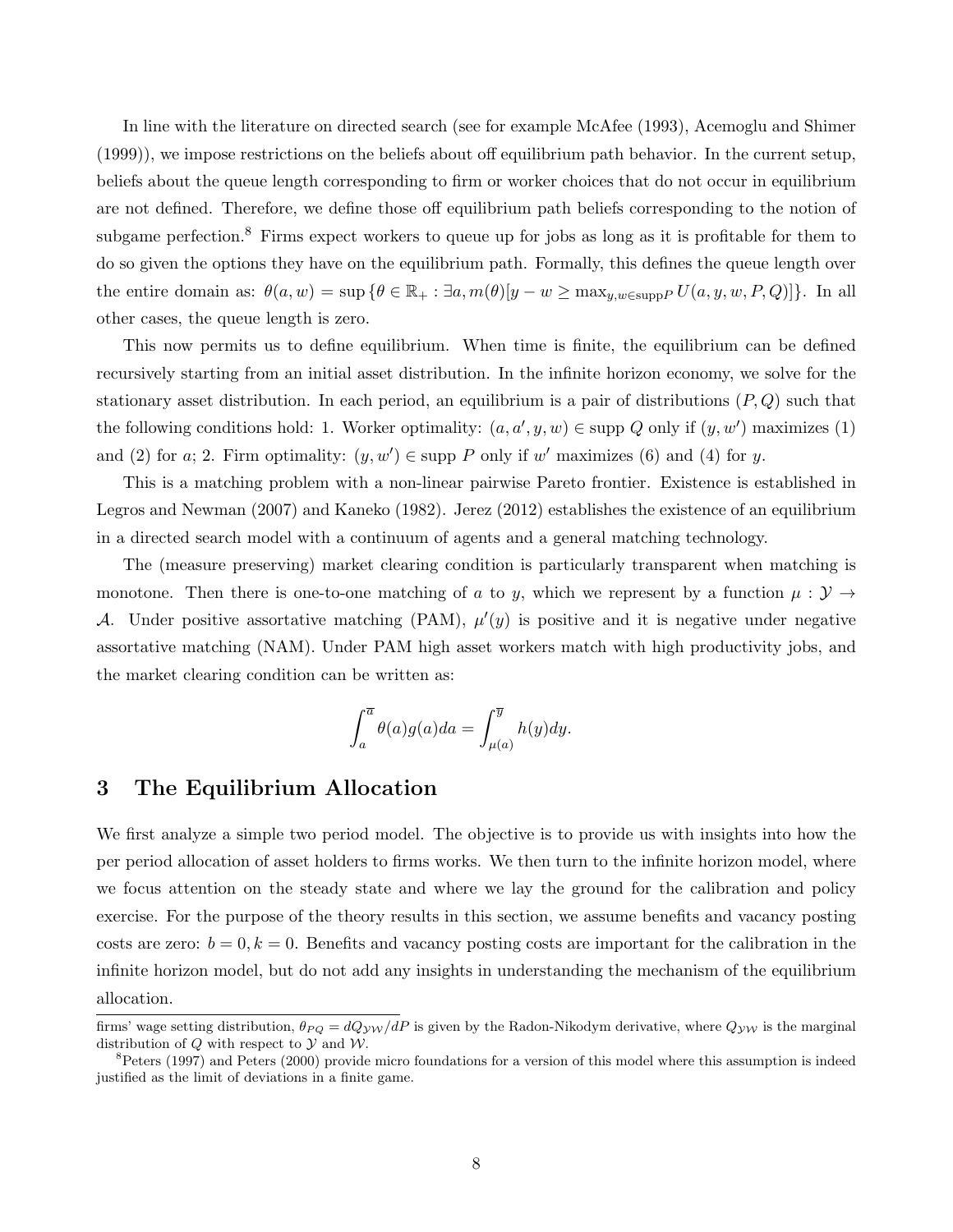In line with the literature on directed search (see for example McAfee (1993), Acemoglu and Shimer (1999)), we impose restrictions on the beliefs about off equilibrium path behavior. In the current setup, beliefs about the queue length corresponding to firm or worker choices that do not occur in equilibrium are not defined. Therefore, we define those off equilibrium path beliefs corresponding to the notion of subgame perfection.[8] Firms expect workers to queue up for jobs as long as it is profitable for them to do so given the options they have on the equilibrium path. Formally, this defines the queue length over the entire domain as: $\theta(a, w) = \sup \{\theta \in \mathbb{R}_+ : \exists a, m(\theta)[y - w \geq \max_{y,w \in \text{supp}P} U(a, y, w, P, Q)]\}$. In all other cases, the queue length is zero.

This now permits us to define equilibrium. When time is finite, the equilibrium can be defined recursively starting from an initial asset distribution. In the infinite horizon economy, we solve for the stationary asset distribution. In each period, an equilibrium is a pair of distributions $(P, Q)$ such that the following conditions hold: 1. Worker optimality: $(a, a', y, w) \in \text{supp } Q$ only if $(y, w')$ maximizes (1) and (2) for $a$; 2. Firm optimality: $(y, w') \in \text{supp } P$ only if $w'$ maximizes (6) and (4) for $y$.

This is a matching problem with a non-linear pairwise Pareto frontier. Existence is established in Legros and Newman (2007) and Kaneko (1982). Jerez (2012) establishes the existence of an equilibrium in a directed search model with a continuum of agents and a general matching technology.

The (measure preserving) market clearing condition is particularly transparent when matching is monotone. Then there is one-to-one matching of $a$ to $y$, which we represent by a function $\mu : \mathcal{Y} \to \mathcal{A}$. Under positive assortative matching (PAM), $\mu'(y)$ is positive and it is negative under negative assortative matching (NAM). Under PAM high asset workers match with high productivity jobs, and the market clearing condition can be written as:

$$\int_a^{\overline{a}} \theta(a) g(a) da = \int_{\mu(a)}^{\overline{y}} h(y) dy.$$

## 3 The Equilibrium Allocation

We first analyze a simple two period model. The objective is to provide us with insights into how the per period allocation of asset holders to firms works. We then turn to the infinite horizon model, where we focus attention on the steady state and where we lay the ground for the calibration and policy exercise. For the purpose of the theory results in this section, we assume benefits and vacancy posting costs are zero: $b = 0, k = 0$. Benefits and vacancy posting costs are important for the calibration in the infinite horizon model, but do not add any insights in understanding the mechanism of the equilibrium allocation.

---

firms' wage setting distribution, $\theta_{PQ} = dQ_{\mathcal{YW}}/dP$ is given by the Radon-Nikodym derivative, where $Q_{\mathcal{YW}}$ is the marginal distribution of $Q$ with respect to $\mathcal{Y}$ and $\mathcal{W}$.

[8] Peters (1997) and Peters (2000) provide micro foundations for a version of this model where this assumption is indeed justified as the limit of deviations in a finite game.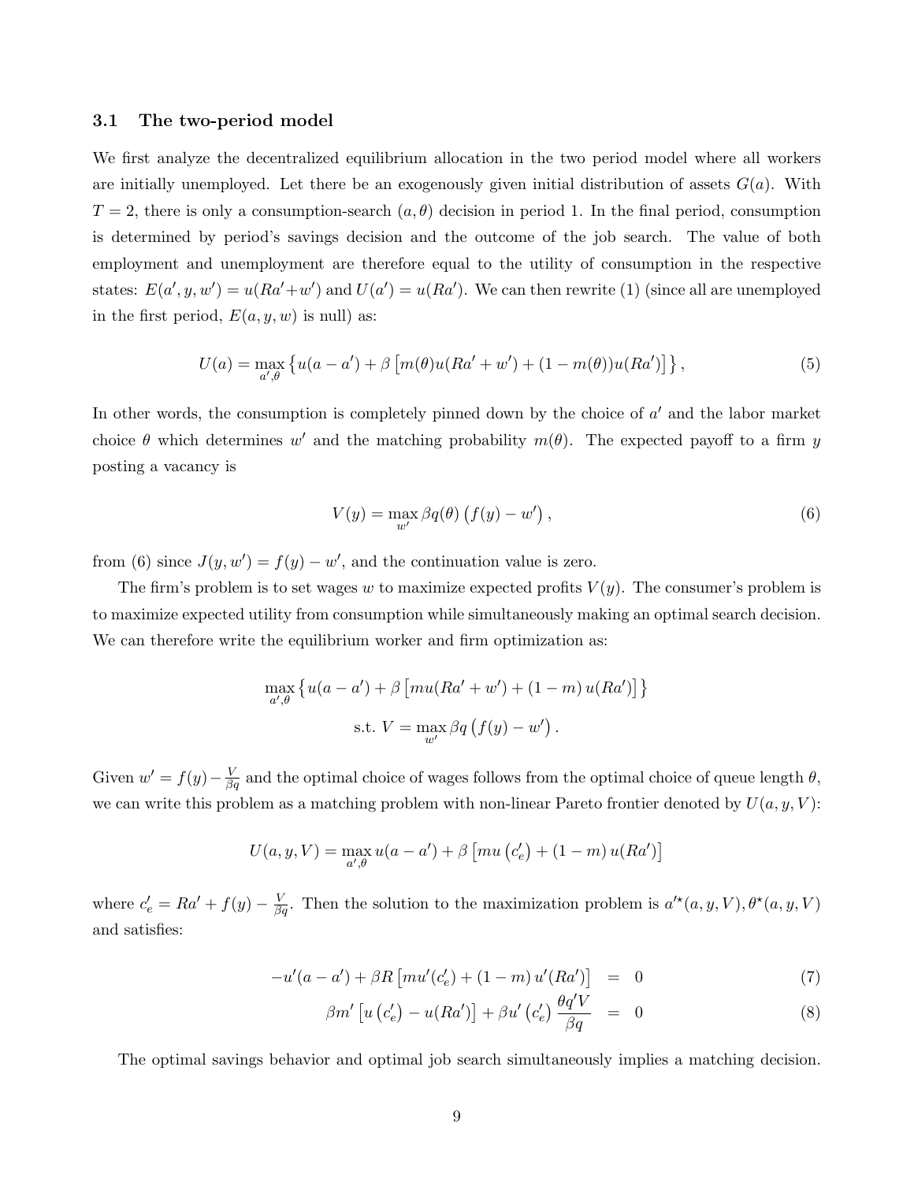### 3.1 The two-period model

We first analyze the decentralized equilibrium allocation in the two period model where all workers are initially unemployed. Let there be an exogenously given initial distribution of assets $G(a)$. With $T = 2$, there is only a consumption-search $(a, \theta)$ decision in period 1. In the final period, consumption is determined by period's savings decision and the outcome of the job search. The value of both employment and unemployment are therefore equal to the utility of consumption in the respective states: $E(a', y, w') = u(Ra' + w')$ and $U(a') = u(Ra')$. We can then rewrite (1) (since all are unemployed in the first period, $E(a, y, w)$ is null) as:

$$U(a) = \max_{a', \theta} \left\{ u(a - a') + \beta \left[ m(\theta) u(Ra' + w') + (1 - m(\theta)) u(Ra') \right] \right\}, \tag{5}$$

In other words, the consumption is completely pinned down by the choice of $a'$ and the labor market choice $\theta$ which determines $w'$ and the matching probability $m(\theta)$. The expected payoff to a firm $y$ posting a vacancy is

$$V(y) = \max_{w'} \beta q(\theta) \left( f(y) - w' \right), \tag{6}$$

from (6) since $J(y, w') = f(y) - w'$, and the continuation value is zero.

The firm's problem is to set wages $w$ to maximize expected profits $V(y)$. The consumer's problem is to maximize expected utility from consumption while simultaneously making an optimal search decision. We can therefore write the equilibrium worker and firm optimization as:

$$\max_{a', \theta} \left\{ u(a - a') + \beta \left[ m u(Ra' + w') + (1 - m) u(Ra') \right] \right\}$$
$$\text{s.t. } V = \max_{w'} \beta q \left( f(y) - w' \right).$$

Given $w' = f(y) - \frac{V}{\beta q}$ and the optimal choice of wages follows from the optimal choice of queue length $\theta$, we can write this problem as a matching problem with non-linear Pareto frontier denoted by $U(a, y, V)$:

$$U(a, y, V) = \max_{a', \theta} u(a - a') + \beta \left[ m u\left(c'_e\right) + (1 - m) u(Ra') \right]$$

where $c'_e = Ra' + f(y) - \frac{V}{\beta q}$. Then the solution to the maximization problem is $a'^{\star}(a, y, V), \theta^{\star}(a, y, V)$ and satisfies:

$$-u'(a - a') + \beta R \left[ m u'(c'_e) + (1 - m) u'(Ra') \right] = 0 \tag{7}$$

$$\beta m' \left[ u\left(c'_e\right) - u(Ra') \right] + \beta u'\left(c'_e\right) \frac{\theta q' V}{\beta q} = 0 \tag{8}$$

The optimal savings behavior and optimal job search simultaneously implies a matching decision.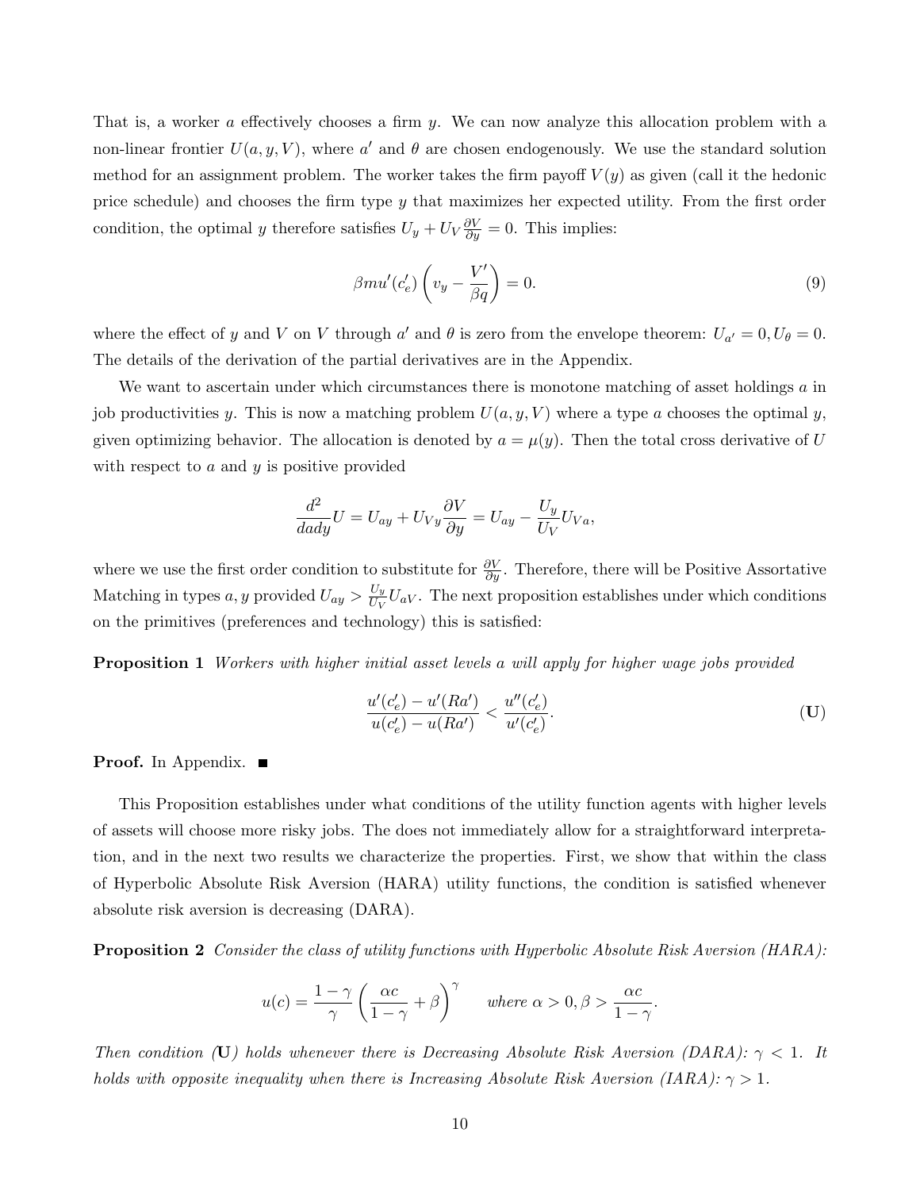That is, a worker $a$ effectively chooses a firm $y$. We can now analyze this allocation problem with a non-linear frontier $U(a, y, V)$, where $a'$ and $\theta$ are chosen endogenously. We use the standard solution method for an assignment problem. The worker takes the firm payoff $V(y)$ as given (call it the hedonic price schedule) and chooses the firm type $y$ that maximizes her expected utility. From the first order condition, the optimal $y$ therefore satisfies $U_y + U_V \frac{\partial V}{\partial y} = 0$. This implies:

$$\beta m u'(c_e') \left( v_y - \frac{V'}{\beta q} \right) = 0. \tag{9}$$

where the effect of $y$ and $V$ on $V$ through $a'$ and $\theta$ is zero from the envelope theorem: $U_{a'} = 0, U_\theta = 0$. The details of the derivation of the partial derivatives are in the Appendix.

We want to ascertain under which circumstances there is monotone matching of asset holdings $a$ in job productivities $y$. This is now a matching problem $U(a, y, V)$ where a type $a$ chooses the optimal $y$, given optimizing behavior. The allocation is denoted by $a = \mu(y)$. Then the total cross derivative of $U$ with respect to $a$ and $y$ is positive provided

$$\frac{d^2}{dady} U = U_{ay} + U_{Vy} \frac{\partial V}{\partial y} = U_{ay} - \frac{U_y}{U_V} U_{Va},$$

where we use the first order condition to substitute for $\frac{\partial V}{\partial y}$. Therefore, there will be Positive Assortative Matching in types $a, y$ provided $U_{ay} > \frac{U_y}{U_V} U_{aV}$. The next proposition establishes under which conditions on the primitives (preferences and technology) this is satisfied:

**Proposition 1** *Workers with higher initial asset levels $a$ will apply for higher wage jobs provided*

$$\frac{u'(c_e') - u'(Ra')}{u(c_e') - u(Ra')} < \frac{u''(c_e')}{u'(c_e')}. \tag{U}$$

**Proof.** In Appendix. ■

This Proposition establishes under what conditions of the utility function agents with higher levels of assets will choose more risky jobs. The does not immediately allow for a straightforward interpretation, and in the next two results we characterize the properties. First, we show that within the class of Hyperbolic Absolute Risk Aversion (HARA) utility functions, the condition is satisfied whenever absolute risk aversion is decreasing (DARA).

**Proposition 2** *Consider the class of utility functions with Hyperbolic Absolute Risk Aversion (HARA):*

$$u(c) = \frac{1-\gamma}{\gamma} \left( \frac{\alpha c}{1-\gamma} + \beta \right)^{\gamma} \qquad \text{where } \alpha > 0, \beta > \frac{\alpha c}{1-\gamma}.$$

*Then condition* (**U**) *holds whenever there is Decreasing Absolute Risk Aversion (DARA): $\gamma < 1$. It holds with opposite inequality when there is Increasing Absolute Risk Aversion (IARA): $\gamma > 1$.*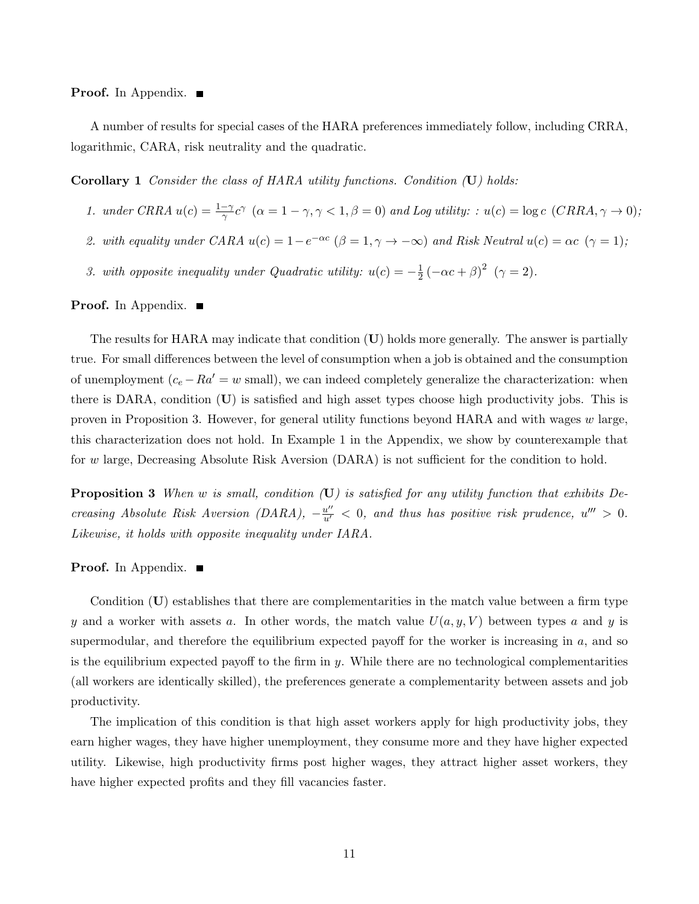**Proof.** In Appendix. ■

A number of results for special cases of the HARA preferences immediately follow, including CRRA, logarithmic, CARA, risk neutrality and the quadratic.

**Corollary 1** *Consider the class of HARA utility functions. Condition (***U***) holds:*

1. *under CRRA* $u(c) = \frac{1-\gamma}{\gamma} c^{\gamma}$ $(\alpha = 1-\gamma, \gamma < 1, \beta = 0)$ *and Log utility: :* $u(c) = \log c$ $(CRRA, \gamma \to 0)$*;*
2. *with equality under CARA* $u(c) = 1 - e^{-\alpha c}$ $(\beta = 1, \gamma \to -\infty)$ *and Risk Neutral* $u(c) = \alpha c$ $(\gamma = 1)$*;*
3. *with opposite inequality under Quadratic utility:* $u(c) = -\frac{1}{2}\left(-\alpha c + \beta\right)^2$ $(\gamma = 2)$*.*

**Proof.** In Appendix. ■

The results for HARA may indicate that condition (**U**) holds more generally. The answer is partially true. For small differences between the level of consumption when a job is obtained and the consumption of unemployment ($c_e - Ra' = w$ small), we can indeed completely generalize the characterization: when there is DARA, condition (**U**) is satisfied and high asset types choose high productivity jobs. This is proven in Proposition 3. However, for general utility functions beyond HARA and with wages $w$ large, this characterization does not hold. In Example 1 in the Appendix, we show by counterexample that for $w$ large, Decreasing Absolute Risk Aversion (DARA) is not sufficient for the condition to hold.

**Proposition 3** *When* $w$ *is small, condition (***U***) is satisfied for any utility function that exhibits Decreasing Absolute Risk Aversion (DARA),* $-\frac{u''}{u'} < 0$*, and thus has positive risk prudence,* $u''' > 0$*. Likewise, it holds with opposite inequality under IARA.*

**Proof.** In Appendix. ■

Condition (**U**) establishes that there are complementarities in the match value between a firm type $y$ and a worker with assets $a$. In other words, the match value $U(a, y, V)$ between types $a$ and $y$ is supermodular, and therefore the equilibrium expected payoff for the worker is increasing in $a$, and so is the equilibrium expected payoff to the firm in $y$. While there are no technological complementarities (all workers are identically skilled), the preferences generate a complementarity between assets and job productivity.

The implication of this condition is that high asset workers apply for high productivity jobs, they earn higher wages, they have higher unemployment, they consume more and they have higher expected utility. Likewise, high productivity firms post higher wages, they attract higher asset workers, they have higher expected profits and they fill vacancies faster.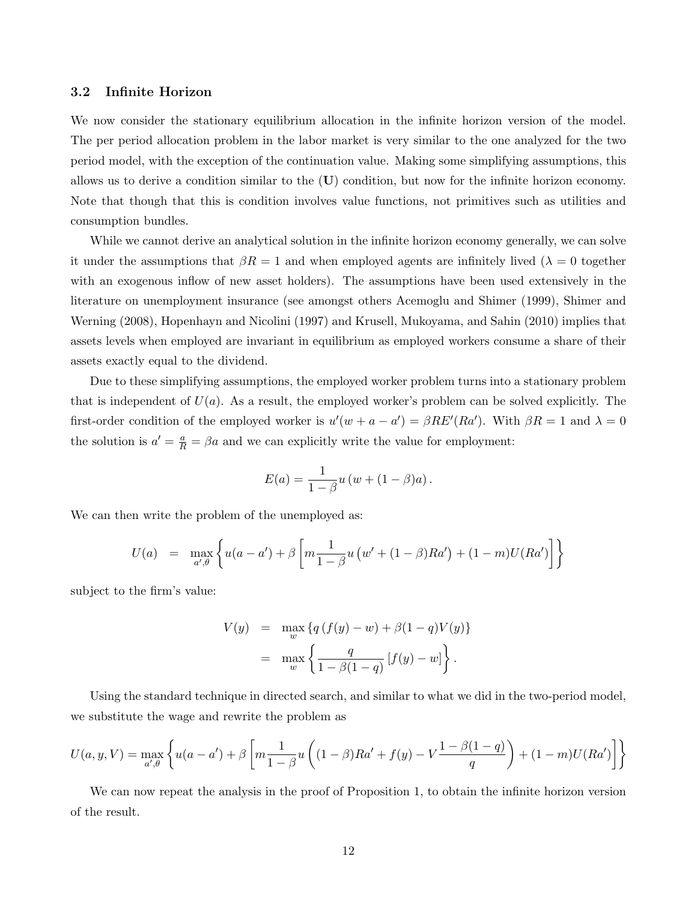### 3.2 Infinite Horizon

We now consider the stationary equilibrium allocation in the infinite horizon version of the model. The per period allocation problem in the labor market is very similar to the one analyzed for the two period model, with the exception of the continuation value. Making some simplifying assumptions, this allows us to derive a condition similar to the (**U**) condition, but now for the infinite horizon economy. Note that though that this is condition involves value functions, not primitives such as utilities and consumption bundles.

While we cannot derive an analytical solution in the infinite horizon economy generally, we can solve it under the assumptions that $\beta R = 1$ and when employed agents are infinitely lived ($\lambda = 0$ together with an exogenous inflow of new asset holders). The assumptions have been used extensively in the literature on unemployment insurance (see amongst others Acemoglu and Shimer (1999), Shimer and Werning (2008), Hopenhayn and Nicolini (1997) and Krusell, Mukoyama, and Sahin (2010) implies that assets levels when employed are invariant in equilibrium as employed workers consume a share of their assets exactly equal to the dividend.

Due to these simplifying assumptions, the employed worker problem turns into a stationary problem that is independent of $U(a)$. As a result, the employed worker's problem can be solved explicitly. The first-order condition of the employed worker is $u'(w + a - a') = \beta R E'(Ra')$. With $\beta R = 1$ and $\lambda = 0$ the solution is $a' = \frac{a}{R} = \beta a$ and we can explicitly write the value for employment:

$$E(a) = \frac{1}{1-\beta} u\left(w + (1-\beta)a\right).$$

We can then write the problem of the unemployed as:

$$U(a) \;\; = \;\; \max_{a',\theta} \left\{ u(a - a') + \beta \left[ m \frac{1}{1-\beta} u\left(w' + (1-\beta)Ra'\right) + (1-m)U(Ra') \right] \right\}$$

subject to the firm's value:

$$\begin{aligned} V(y) &= \max_{w} \left\{ q\left(f(y) - w\right) + \beta(1-q)V(y) \right\} \\ &= \max_{w} \left\{ \frac{q}{1-\beta(1-q)} \left[ f(y) - w \right] \right\}. \end{aligned}$$

Using the standard technique in directed search, and similar to what we did in the two-period model, we substitute the wage and rewrite the problem as

$$U(a, y, V) = \max_{a',\theta} \left\{ u(a - a') + \beta \left[ m \frac{1}{1-\beta} u\left( (1-\beta)Ra' + f(y) - V\frac{1-\beta(1-q)}{q} \right) + (1-m)U(Ra') \right] \right\}$$

We can now repeat the analysis in the proof of Proposition 1, to obtain the infinite horizon version of the result.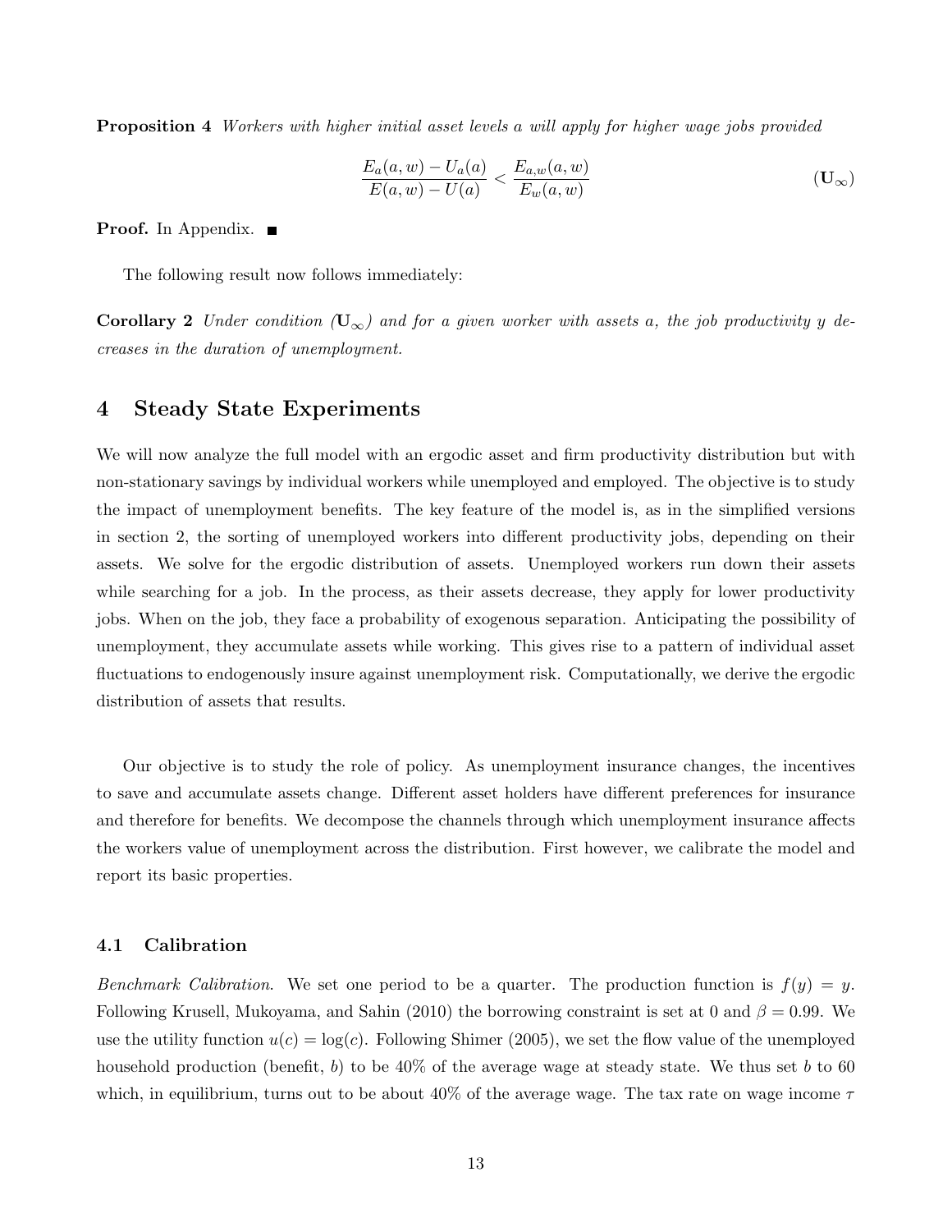**Proposition 4** *Workers with higher initial asset levels a will apply for higher wage jobs provided*

$$\frac{E_a(a,w) - U_a(a)}{E(a,w) - U(a)} < \frac{E_{a,w}(a,w)}{E_w(a,w)} \tag{$\mathbf{U}_\infty$}$$

**Proof.** In Appendix. ■

The following result now follows immediately:

**Corollary 2** *Under condition ($\mathbf{U}_\infty$) and for a given worker with assets a, the job productivity y decreases in the duration of unemployment.*

# 4 Steady State Experiments

We will now analyze the full model with an ergodic asset and firm productivity distribution but with non-stationary savings by individual workers while unemployed and employed. The objective is to study the impact of unemployment benefits. The key feature of the model is, as in the simplified versions in section 2, the sorting of unemployed workers into different productivity jobs, depending on their assets. We solve for the ergodic distribution of assets. Unemployed workers run down their assets while searching for a job. In the process, as their assets decrease, they apply for lower productivity jobs. When on the job, they face a probability of exogenous separation. Anticipating the possibility of unemployment, they accumulate assets while working. This gives rise to a pattern of individual asset fluctuations to endogenously insure against unemployment risk. Computationally, we derive the ergodic distribution of assets that results.

Our objective is to study the role of policy. As unemployment insurance changes, the incentives to save and accumulate assets change. Different asset holders have different preferences for insurance and therefore for benefits. We decompose the channels through which unemployment insurance affects the workers value of unemployment across the distribution. First however, we calibrate the model and report its basic properties.

## 4.1 Calibration

*Benchmark Calibration.* We set one period to be a quarter. The production function is $f(y) = y$. Following Krusell, Mukoyama, and Sahin (2010) the borrowing constraint is set at 0 and $\beta = 0.99$. We use the utility function $u(c) = \log(c)$. Following Shimer (2005), we set the flow value of the unemployed household production (benefit, $b$) to be 40% of the average wage at steady state. We thus set $b$ to 60 which, in equilibrium, turns out to be about 40% of the average wage. The tax rate on wage income $\tau$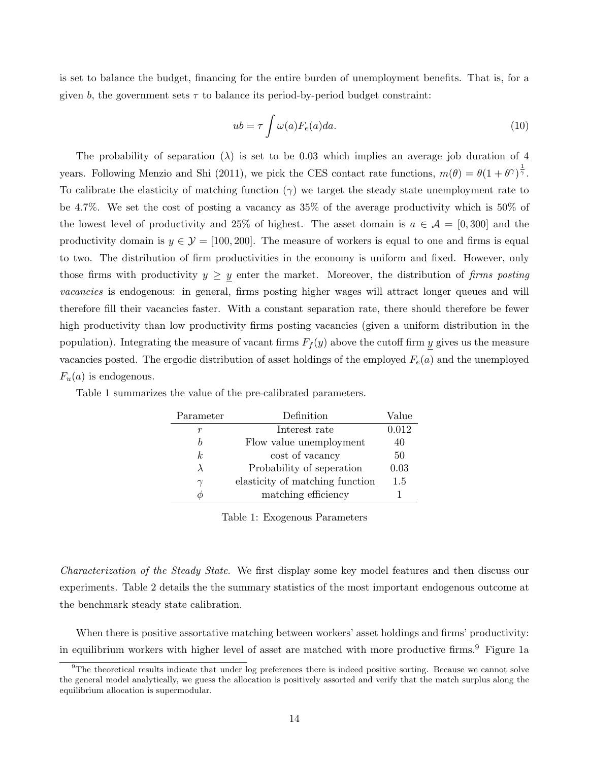is set to balance the budget, financing for the entire burden of unemployment benefits. That is, for a given $b$, the government sets $\tau$ to balance its period-by-period budget constraint:

$$ub = \tau \int \omega(a) F_e(a) da. \tag{10}$$

The probability of separation ($\lambda$) is set to be 0.03 which implies an average job duration of 4 years. Following Menzio and Shi (2011), we pick the CES contact rate functions, $m(\theta) = \theta(1+\theta^{\gamma})^{\frac{1}{\gamma}}$. To calibrate the elasticity of matching function ($\gamma$) we target the steady state unemployment rate to be 4.7%. We set the cost of posting a vacancy as 35% of the average productivity which is 50% of the lowest level of productivity and 25% of highest. The asset domain is $a \in \mathcal{A} = [0, 300]$ and the productivity domain is $y \in \mathcal{Y} = [100, 200]$. The measure of workers is equal to one and firms is equal to two. The distribution of firm productivities in the economy is uniform and fixed. However, only those firms with productivity $y \geq \underline{y}$ enter the market. Moreover, the distribution of *firms posting vacancies* is endogenous: in general, firms posting higher wages will attract longer queues and will therefore fill their vacancies faster. With a constant separation rate, there should therefore be fewer high productivity than low productivity firms posting vacancies (given a uniform distribution in the population). Integrating the measure of vacant firms $F_f(y)$ above the cutoff firm $\underline{y}$ gives us the measure vacancies posted. The ergodic distribution of asset holdings of the employed $F_e(a)$ and the unemployed $F_u(a)$ is endogenous.

Table 1 summarizes the value of the pre-calibrated parameters.

| Parameter | Definition | Value |
|---|---|---|
| $r$ | Interest rate | 0.012 |
| $b$ | Flow value unemployment | 40 |
| $k$ | cost of vacancy | 50 |
| $\lambda$ | Probability of seperation | 0.03 |
| $\gamma$ | elasticity of matching function | 1.5 |
| $\phi$ | matching efficiency | 1 |

Table 1: Exogenous Parameters

*Characterization of the Steady State.* We first display some key model features and then discuss our experiments. Table 2 details the the summary statistics of the most important endogenous outcome at the benchmark steady state calibration.

When there is positive assortative matching between workers' asset holdings and firms' productivity: in equilibrium workers with higher level of asset are matched with more productive firms.[9] Figure 1a

[9]The theoretical results indicate that under log preferences there is indeed positive sorting. Because we cannot solve the general model analytically, we guess the allocation is positively assorted and verify that the match surplus along the equilibrium allocation is supermodular.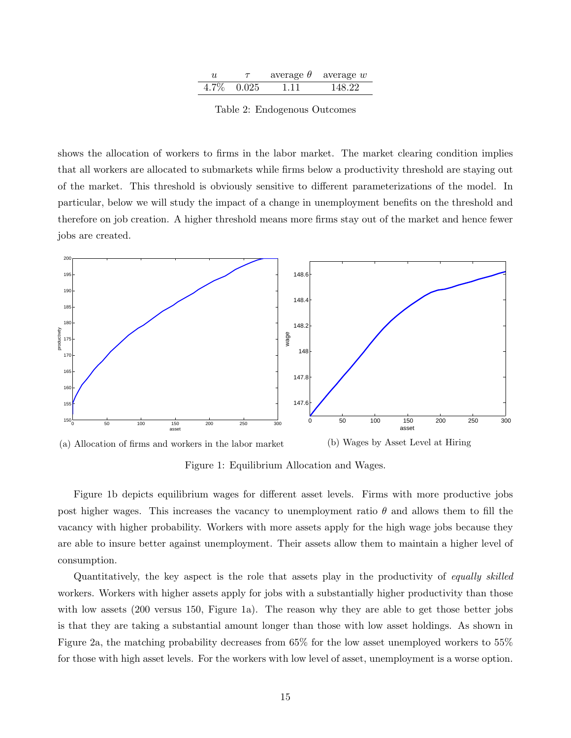| $u$ | $\tau$ | average $\theta$ | average $w$ |
|---|---|---|---|
| 4.7% | 0.025 | 1.11 | 148.22 |

Table 2: Endogenous Outcomes

shows the allocation of workers to firms in the labor market. The market clearing condition implies that all workers are allocated to submarkets while firms below a productivity threshold are staying out of the market. This threshold is obviously sensitive to different parameterizations of the model. In particular, below we will study the impact of a change in unemployment benefits on the threshold and therefore on job creation. A higher threshold means more firms stay out of the market and hence fewer jobs are created.

(a) Allocation of firms and workers in the labor market

(b) Wages by Asset Level at Hiring

Figure 1: Equilibrium Allocation and Wages.

Figure 1b depicts equilibrium wages for different asset levels. Firms with more productive jobs post higher wages. This increases the vacancy to unemployment ratio $\theta$ and allows them to fill the vacancy with higher probability. Workers with more assets apply for the high wage jobs because they are able to insure better against unemployment. Their assets allow them to maintain a higher level of consumption.

Quantitatively, the key aspect is the role that assets play in the productivity of *equally skilled* workers. Workers with higher assets apply for jobs with a substantially higher productivity than those with low assets (200 versus 150, Figure 1a). The reason why they are able to get those better jobs is that they are taking a substantial amount longer than those with low asset holdings. As shown in Figure 2a, the matching probability decreases from 65% for the low asset unemployed workers to 55% for those with high asset levels. For the workers with low level of asset, unemployment is a worse option.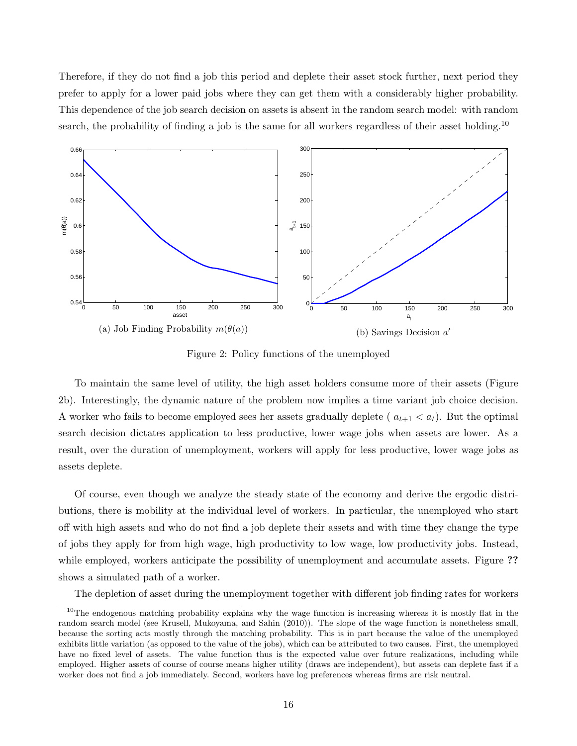Therefore, if they do not find a job this period and deplete their asset stock further, next period they prefer to apply for a lower paid jobs where they can get them with a considerably higher probability. This dependence of the job search decision on assets is absent in the random search model: with random search, the probability of finding a job is the same for all workers regardless of their asset holding.[10]

(a) Job Finding Probability $m(\theta(a))$

(b) Savings Decision $a'$

Figure 2: Policy functions of the unemployed

To maintain the same level of utility, the high asset holders consume more of their assets (Figure 2b). Interestingly, the dynamic nature of the problem now implies a time variant job choice decision. A worker who fails to become employed sees her assets gradually deplete ( $a_{t+1} < a_t$). But the optimal search decision dictates application to less productive, lower wage jobs when assets are lower. As a result, over the duration of unemployment, workers will apply for less productive, lower wage jobs as assets deplete.

Of course, even though we analyze the steady state of the economy and derive the ergodic distributions, there is mobility at the individual level of workers. In particular, the unemployed who start off with high assets and who do not find a job deplete their assets and with time they change the type of jobs they apply for from high wage, high productivity to low wage, low productivity jobs. Instead, while employed, workers anticipate the possibility of unemployment and accumulate assets. Figure **??** shows a simulated path of a worker.

The depletion of asset during the unemployment together with different job finding rates for workers

[10] The endogenous matching probability explains why the wage function is increasing whereas it is mostly flat in the random search model (see Krusell, Mukoyama, and Sahin (2010)). The slope of the wage function is nonetheless small, because the sorting acts mostly through the matching probability. This is in part because the value of the unemployed exhibits little variation (as opposed to the value of the jobs), which can be attributed to two causes. First, the unemployed have no fixed level of assets. The value function thus is the expected value over future realizations, including while employed. Higher assets of course of course means higher utility (draws are independent), but assets can deplete fast if a worker does not find a job immediately. Second, workers have log preferences whereas firms are risk neutral.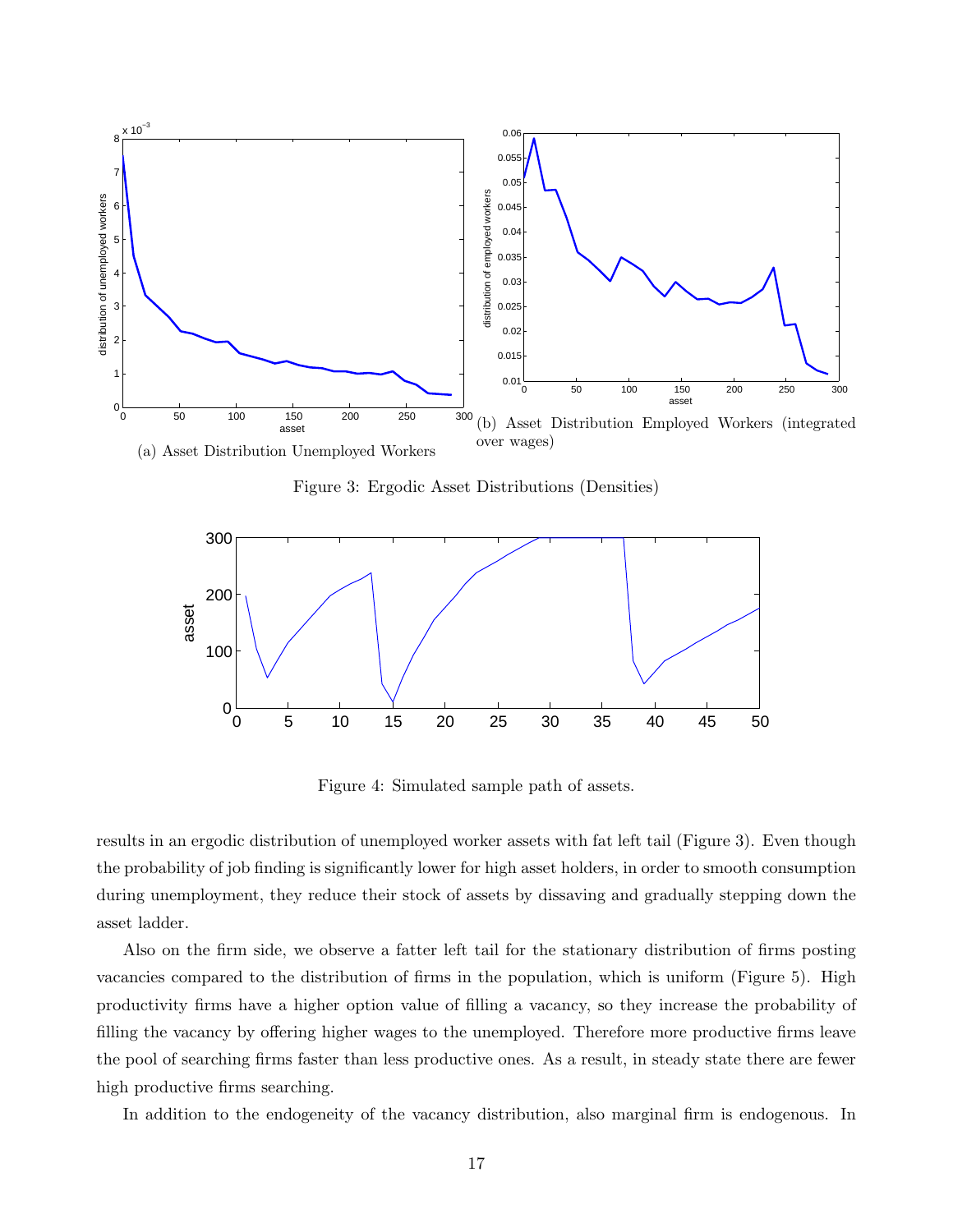(a) Asset Distribution Unemployed Workers

(b) Asset Distribution Employed Workers (integrated over wages)

Figure 3: Ergodic Asset Distributions (Densities)

Figure 4: Simulated sample path of assets.

results in an ergodic distribution of unemployed worker assets with fat left tail (Figure 3). Even though the probability of job finding is significantly lower for high asset holders, in order to smooth consumption during unemployment, they reduce their stock of assets by dissaving and gradually stepping down the asset ladder.

Also on the firm side, we observe a fatter left tail for the stationary distribution of firms posting vacancies compared to the distribution of firms in the population, which is uniform (Figure 5). High productivity firms have a higher option value of filling a vacancy, so they increase the probability of filling the vacancy by offering higher wages to the unemployed. Therefore more productive firms leave the pool of searching firms faster than less productive ones. As a result, in steady state there are fewer high productive firms searching.

In addition to the endogeneity of the vacancy distribution, also marginal firm is endogenous. In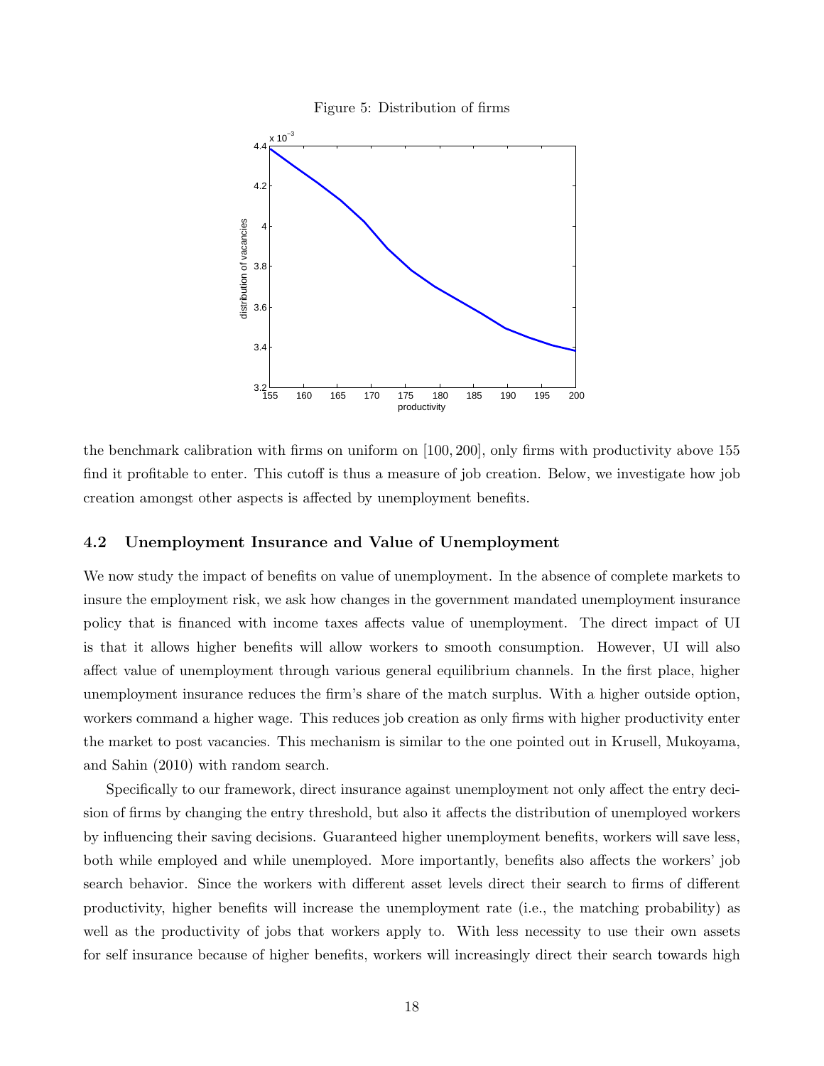Figure 5: Distribution of firms

the benchmark calibration with firms on uniform on [100, 200], only firms with productivity above 155 find it profitable to enter. This cutoff is thus a measure of job creation. Below, we investigate how job creation amongst other aspects is affected by unemployment benefits.

### 4.2 Unemployment Insurance and Value of Unemployment

We now study the impact of benefits on value of unemployment. In the absence of complete markets to insure the employment risk, we ask how changes in the government mandated unemployment insurance policy that is financed with income taxes affects value of unemployment. The direct impact of UI is that it allows higher benefits will allow workers to smooth consumption. However, UI will also affect value of unemployment through various general equilibrium channels. In the first place, higher unemployment insurance reduces the firm's share of the match surplus. With a higher outside option, workers command a higher wage. This reduces job creation as only firms with higher productivity enter the market to post vacancies. This mechanism is similar to the one pointed out in Krusell, Mukoyama, and Sahin (2010) with random search.

Specifically to our framework, direct insurance against unemployment not only affect the entry decision of firms by changing the entry threshold, but also it affects the distribution of unemployed workers by influencing their saving decisions. Guaranteed higher unemployment benefits, workers will save less, both while employed and while unemployed. More importantly, benefits also affects the workers' job search behavior. Since the workers with different asset levels direct their search to firms of different productivity, higher benefits will increase the unemployment rate (i.e., the matching probability) as well as the productivity of jobs that workers apply to. With less necessity to use their own assets for self insurance because of higher benefits, workers will increasingly direct their search towards high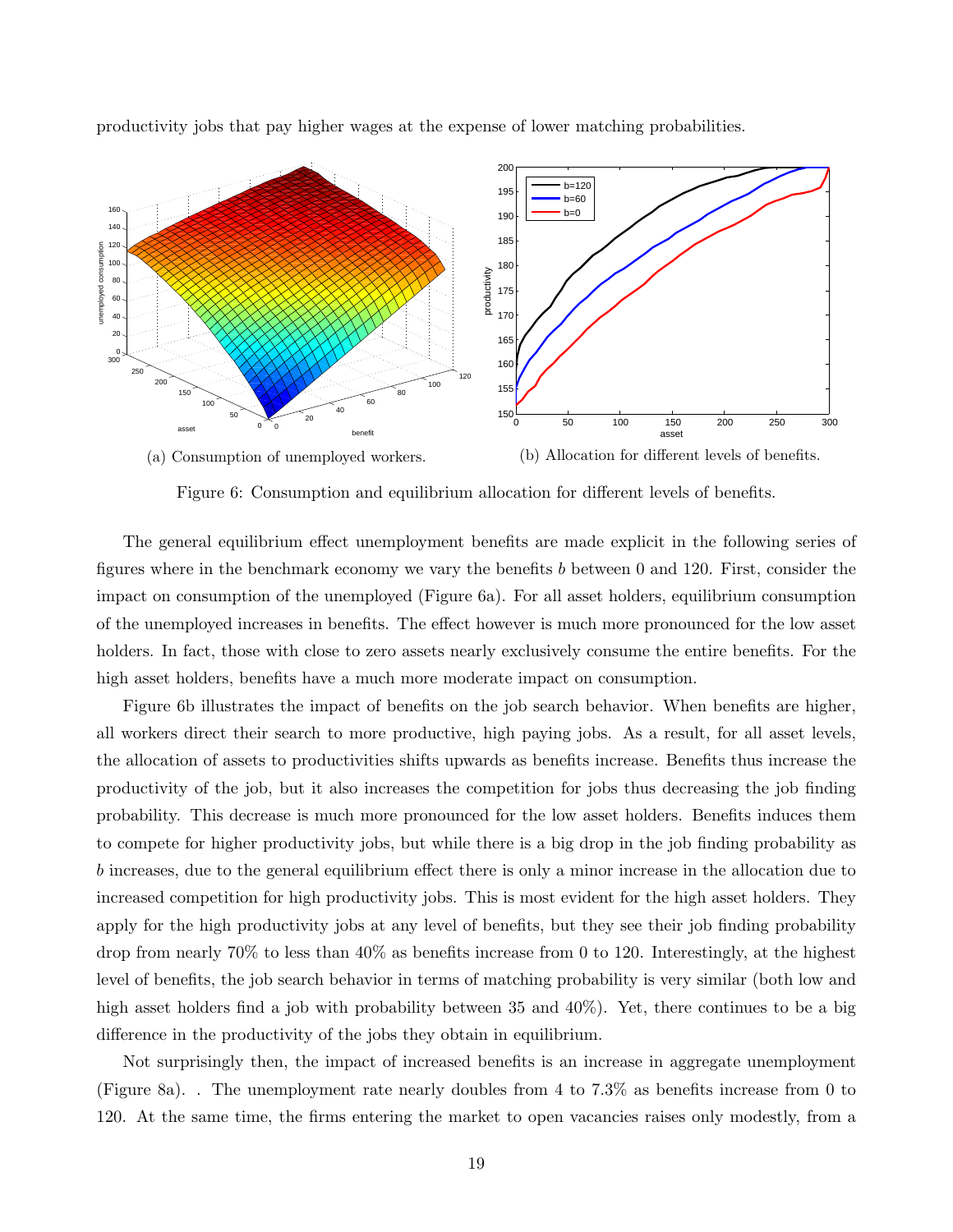productivity jobs that pay higher wages at the expense of lower matching probabilities.

(a) Consumption of unemployed workers.

(b) Allocation for different levels of benefits.

Figure 6: Consumption and equilibrium allocation for different levels of benefits.

The general equilibrium effect unemployment benefits are made explicit in the following series of figures where in the benchmark economy we vary the benefits $b$ between 0 and 120. First, consider the impact on consumption of the unemployed (Figure 6a). For all asset holders, equilibrium consumption of the unemployed increases in benefits. The effect however is much more pronounced for the low asset holders. In fact, those with close to zero assets nearly exclusively consume the entire benefits. For the high asset holders, benefits have a much more moderate impact on consumption.

Figure 6b illustrates the impact of benefits on the job search behavior. When benefits are higher, all workers direct their search to more productive, high paying jobs. As a result, for all asset levels, the allocation of assets to productivities shifts upwards as benefits increase. Benefits thus increase the productivity of the job, but it also increases the competition for jobs thus decreasing the job finding probability. This decrease is much more pronounced for the low asset holders. Benefits induces them to compete for higher productivity jobs, but while there is a big drop in the job finding probability as $b$ increases, due to the general equilibrium effect there is only a minor increase in the allocation due to increased competition for high productivity jobs. This is most evident for the high asset holders. They apply for the high productivity jobs at any level of benefits, but they see their job finding probability drop from nearly 70% to less than 40% as benefits increase from 0 to 120. Interestingly, at the highest level of benefits, the job search behavior in terms of matching probability is very similar (both low and high asset holders find a job with probability between 35 and 40%). Yet, there continues to be a big difference in the productivity of the jobs they obtain in equilibrium.

Not surprisingly then, the impact of increased benefits is an increase in aggregate unemployment (Figure 8a). . The unemployment rate nearly doubles from 4 to 7.3% as benefits increase from 0 to 120. At the same time, the firms entering the market to open vacancies raises only modestly, from a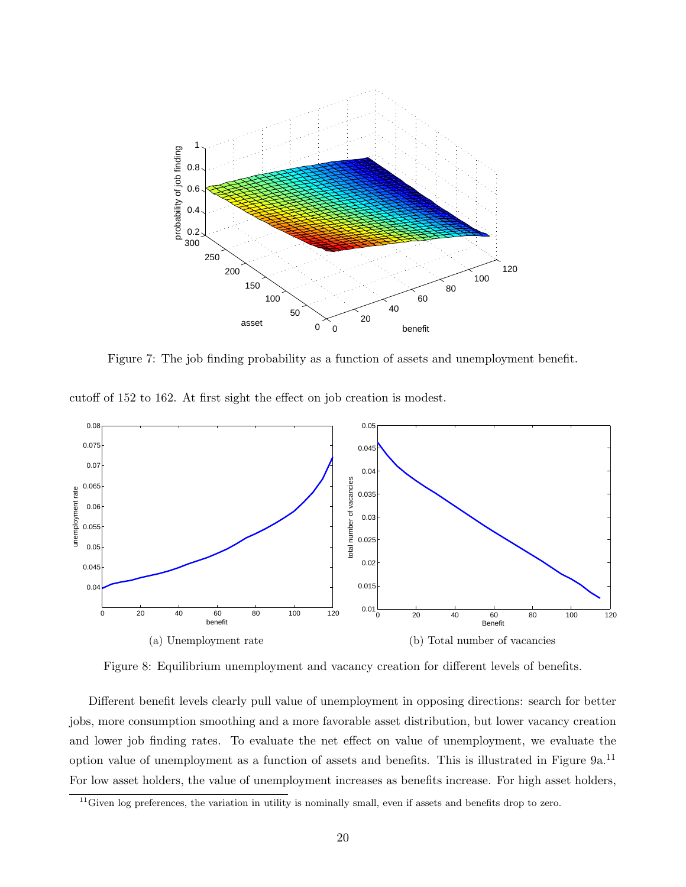Figure 7: The job finding probability as a function of assets and unemployment benefit.

cutoff of 152 to 162. At first sight the effect on job creation is modest.

(a) Unemployment rate

(b) Total number of vacancies

Figure 8: Equilibrium unemployment and vacancy creation for different levels of benefits.

Different benefit levels clearly pull value of unemployment in opposing directions: search for better jobs, more consumption smoothing and a more favorable asset distribution, but lower vacancy creation and lower job finding rates. To evaluate the net effect on value of unemployment, we evaluate the option value of unemployment as a function of assets and benefits. This is illustrated in Figure 9a.[11] For low asset holders, the value of unemployment increases as benefits increase. For high asset holders,

[11] Given log preferences, the variation in utility is nominally small, even if assets and benefits drop to zero.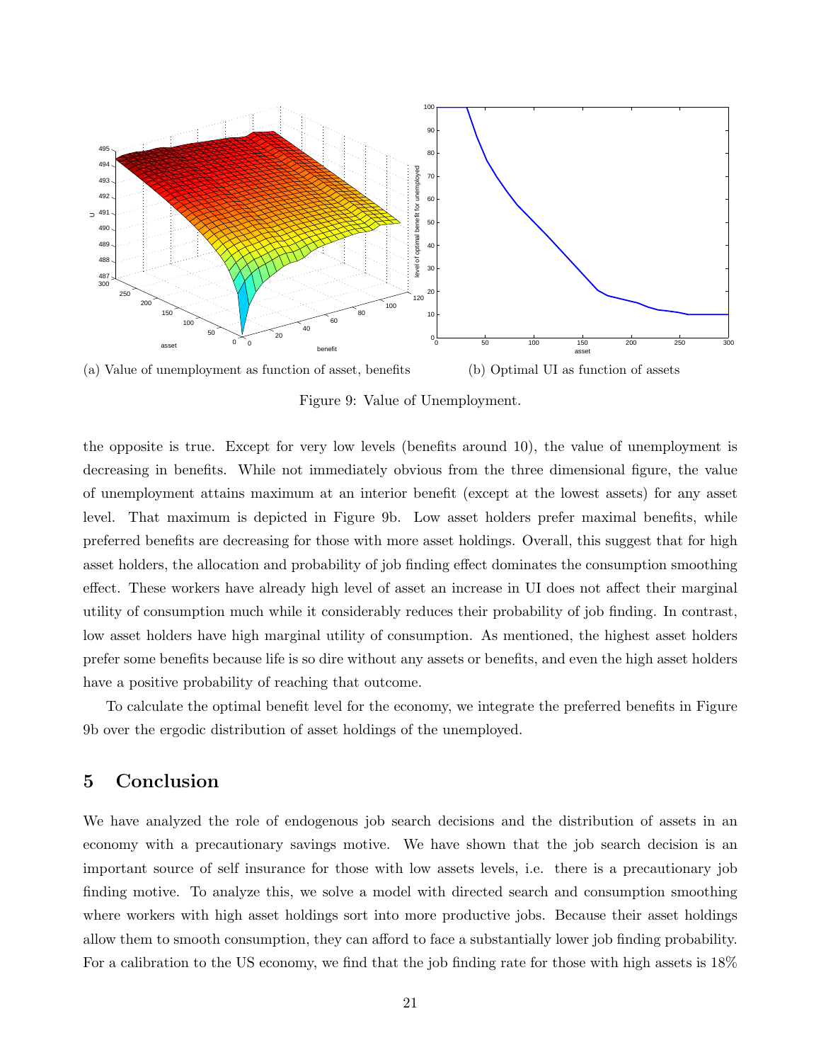(a) Value of unemployment as function of asset, benefits

(b) Optimal UI as function of assets

Figure 9: Value of Unemployment.

the opposite is true. Except for very low levels (benefits around 10), the value of unemployment is decreasing in benefits. While not immediately obvious from the three dimensional figure, the value of unemployment attains maximum at an interior benefit (except at the lowest assets) for any asset level. That maximum is depicted in Figure 9b. Low asset holders prefer maximal benefits, while preferred benefits are decreasing for those with more asset holdings. Overall, this suggest that for high asset holders, the allocation and probability of job finding effect dominates the consumption smoothing effect. These workers have already high level of asset an increase in UI does not affect their marginal utility of consumption much while it considerably reduces their probability of job finding. In contrast, low asset holders have high marginal utility of consumption. As mentioned, the highest asset holders prefer some benefits because life is so dire without any assets or benefits, and even the high asset holders have a positive probability of reaching that outcome.

To calculate the optimal benefit level for the economy, we integrate the preferred benefits in Figure 9b over the ergodic distribution of asset holdings of the unemployed.

## 5 Conclusion

We have analyzed the role of endogenous job search decisions and the distribution of assets in an economy with a precautionary savings motive. We have shown that the job search decision is an important source of self insurance for those with low assets levels, i.e. there is a precautionary job finding motive. To analyze this, we solve a model with directed search and consumption smoothing where workers with high asset holdings sort into more productive jobs. Because their asset holdings allow them to smooth consumption, they can afford to face a substantially lower job finding probability. For a calibration to the US economy, we find that the job finding rate for those with high assets is 18%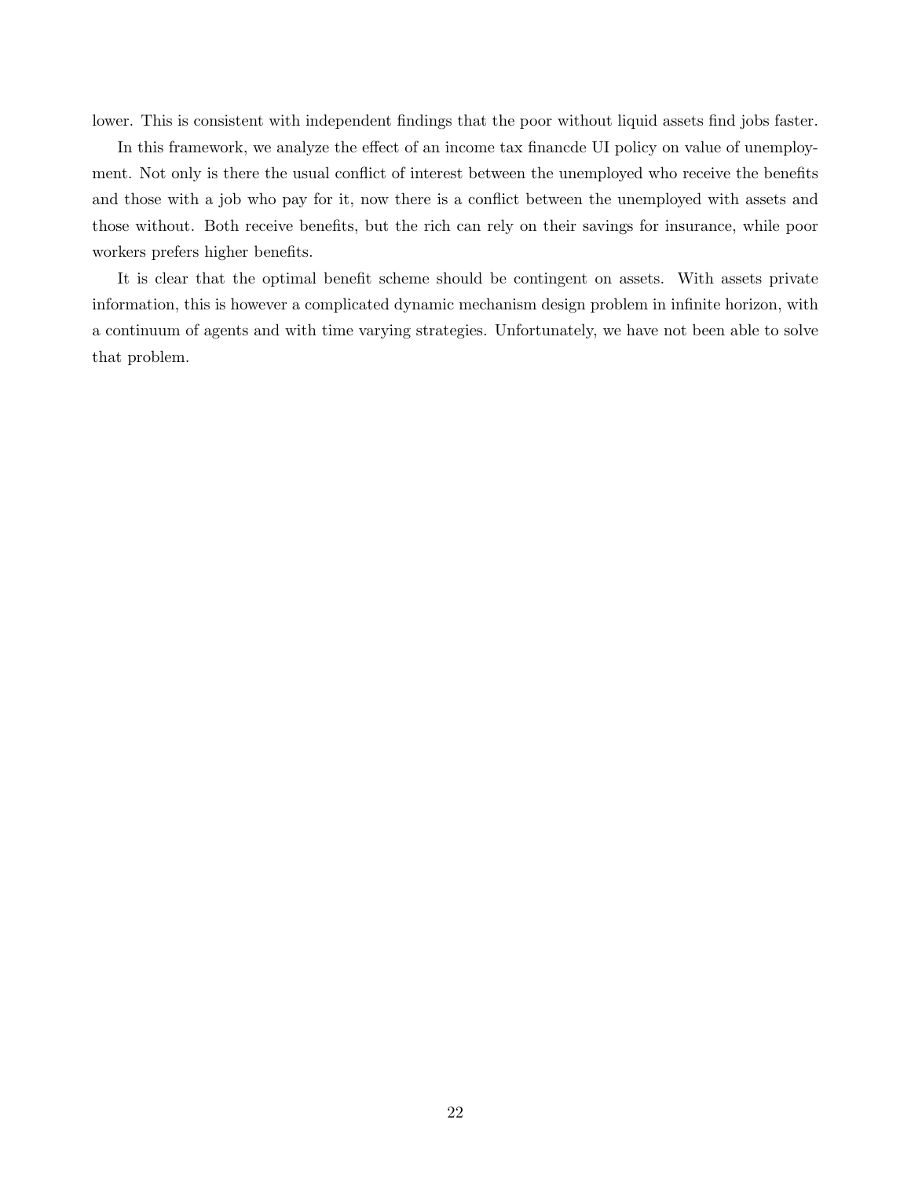lower. This is consistent with independent findings that the poor without liquid assets find jobs faster.

In this framework, we analyze the effect of an income tax financde UI policy on value of unemployment. Not only is there the usual conflict of interest between the unemployed who receive the benefits and those with a job who pay for it, now there is a conflict between the unemployed with assets and those without. Both receive benefits, but the rich can rely on their savings for insurance, while poor workers prefers higher benefits.

It is clear that the optimal benefit scheme should be contingent on assets. With assets private information, this is however a complicated dynamic mechanism design problem in infinite horizon, with a continuum of agents and with time varying strategies. Unfortunately, we have not been able to solve that problem.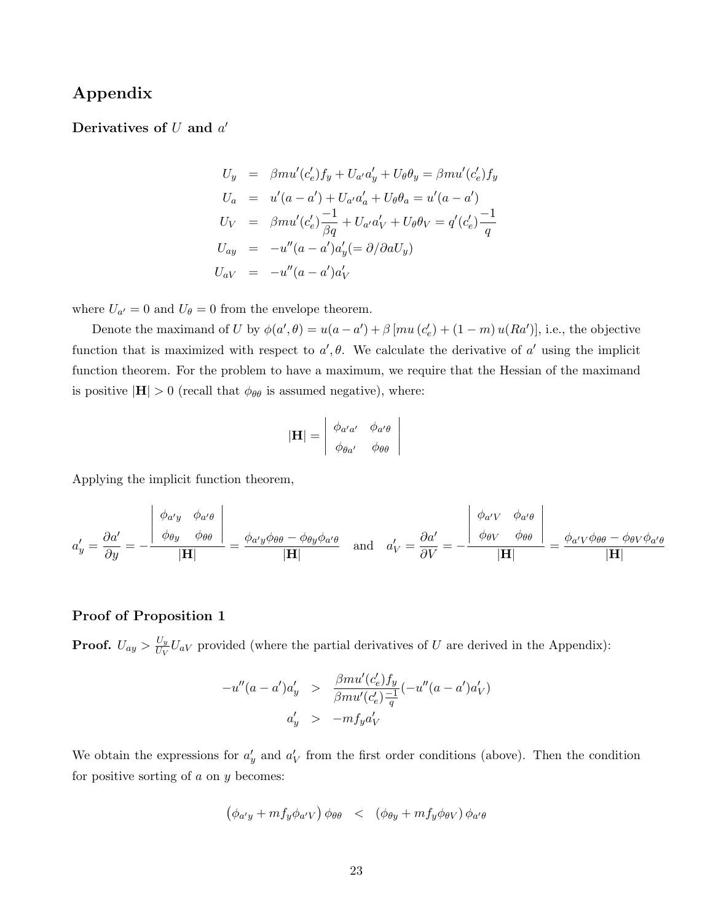## Appendix

### Derivatives of $U$ and $a'$

$$
\begin{aligned}
U_y &= \beta m u'(c_e')f_y + U_{a'}a_y' + U_\theta \theta_y = \beta m u'(c_e')f_y \\
U_a &= u'(a-a') + U_{a'}a_a' + U_\theta \theta_a = u'(a-a') \\
U_V &= \beta m u'(c_e')\frac{-1}{\beta q} + U_{a'}a_V' + U_\theta \theta_V = q'(c_e')\frac{-1}{q} \\
U_{ay} &= -u''(a-a')a_y' (= \partial/\partial a U_y) \\
U_{aV} &= -u''(a-a')a_V'
\end{aligned}
$$

where $U_{a'} = 0$ and $U_\theta = 0$ from the envelope theorem.

Denote the maximand of $U$ by $\phi(a', \theta) = u(a-a') + \beta\left[mu\left(c_e'\right) + (1-m)\,u(Ra')\right]$, i.e., the objective function that is maximized with respect to $a', \theta$. We calculate the derivative of $a'$ using the implicit function theorem. For the problem to have a maximum, we require that the Hessian of the maximand is positive $|\mathbf{H}| > 0$ (recall that $\phi_{\theta\theta}$ is assumed negative), where:

$$
|\mathbf{H}| = \begin{vmatrix} \phi_{a'a'} & \phi_{a'\theta} \\ \phi_{\theta a'} & \phi_{\theta\theta} \end{vmatrix}
$$

Applying the implicit function theorem,

$$
a_y' = \frac{\partial a'}{\partial y} = -\frac{\begin{vmatrix} \phi_{a'y} & \phi_{a'\theta} \\ \phi_{\theta y} & \phi_{\theta\theta} \end{vmatrix}}{|\mathbf{H}|} = \frac{\phi_{a'y}\phi_{\theta\theta} - \phi_{\theta y}\phi_{a'\theta}}{|\mathbf{H}|} \quad \text{and} \quad a_V' = \frac{\partial a'}{\partial V} = -\frac{\begin{vmatrix} \phi_{a'V} & \phi_{a'\theta} \\ \phi_{\theta V} & \phi_{\theta\theta} \end{vmatrix}}{|\mathbf{H}|} = \frac{\phi_{a'V}\phi_{\theta\theta} - \phi_{\theta V}\phi_{a'\theta}}{|\mathbf{H}|}
$$

### Proof of Proposition 1

**Proof.** $U_{ay} > \frac{U_y}{U_V}U_{aV}$ provided (where the partial derivatives of $U$ are derived in the Appendix):

$$
\begin{aligned}
-u''(a-a')a_y' &> \frac{\beta m u'(c_e')f_y}{\beta m u'(c_e')\frac{-1}{q}}(-u''(a-a')a_V') \\
a_y' &> -mf_y a_V'
\end{aligned}
$$

We obtain the expressions for $a_y'$ and $a_V'$ from the first order conditions (above). Then the condition for positive sorting of $a$ on $y$ becomes:

$$
\left(\phi_{a'y} + mf_y\phi_{a'V}\right)\phi_{\theta\theta} \quad < \quad \left(\phi_{\theta y} + mf_y\phi_{\theta V}\right)\phi_{a'\theta}
$$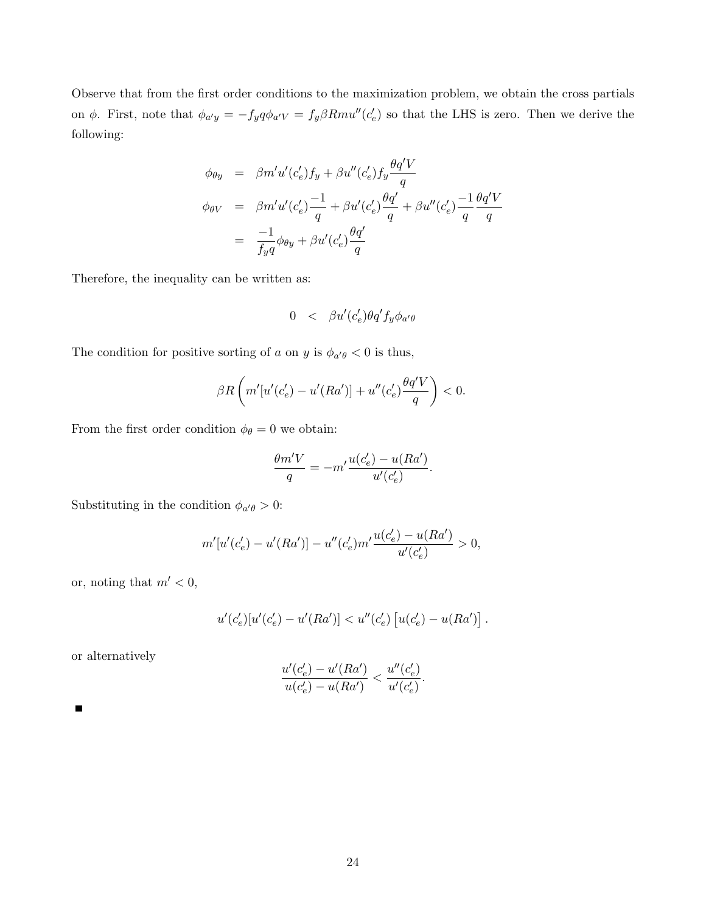Observe that from the first order conditions to the maximization problem, we obtain the cross partials on $\phi$. First, note that $\phi_{a'y} = -f_y q \phi_{a'V} = f_y \beta R m u''(c_e')$ so that the LHS is zero. Then we derive the following:

$$
\begin{aligned}
\phi_{\theta y} &= \beta m' u'(c_e') f_y + \beta u''(c_e') f_y \frac{\theta q' V}{q} \\
\phi_{\theta V} &= \beta m' u'(c_e') \frac{-1}{q} + \beta u'(c_e') \frac{\theta q'}{q} + \beta u''(c_e') \frac{-1}{q} \frac{\theta q' V}{q} \\
&= \frac{-1}{f_y q} \phi_{\theta y} + \beta u'(c_e') \frac{\theta q'}{q}
\end{aligned}
$$

Therefore, the inequality can be written as:

$$
0 \quad < \quad \beta u'(c_e') \theta q' f_y \phi_{a'\theta}
$$

The condition for positive sorting of $a$ on $y$ is $\phi_{a'\theta} < 0$ is thus,

$$
\beta R \left( m'[u'(c_e') - u'(Ra')] + u''(c_e') \frac{\theta q' V}{q} \right) < 0.
$$

From the first order condition $\phi_\theta = 0$ we obtain:

$$
\frac{\theta m' V}{q} = -m' \frac{u(c_e') - u(Ra')}{u'(c_e')}.
$$

Substituting in the condition $\phi_{a'\theta} > 0$:

$$
m'[u'(c_e') - u'(Ra')] - u''(c_e') m' \frac{u(c_e') - u(Ra')}{u'(c_e')} > 0,
$$

or, noting that $m' < 0$,

$$
u'(c_e')[u'(c_e') - u'(Ra')] < u''(c_e') \left[ u(c_e') - u(Ra') \right].
$$

or alternatively

$$
\frac{u'(c_e') - u'(Ra')}{u(c_e') - u(Ra')} < \frac{u''(c_e')}{u'(c_e')}.
$$

■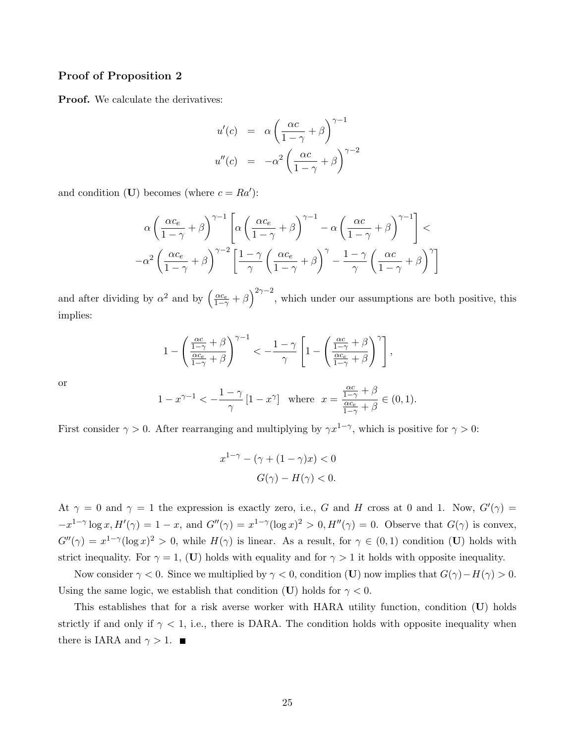### Proof of Proposition 2

**Proof.** We calculate the derivatives:

$$
\begin{aligned}
u'(c) &= \alpha\left(\frac{\alpha c}{1-\gamma}+\beta\right)^{\gamma-1} \\
u''(c) &= -\alpha^2\left(\frac{\alpha c}{1-\gamma}+\beta\right)^{\gamma-2}
\end{aligned}
$$

and condition (**U**) becomes (where $c = Ra'$):

$$
\alpha\left(\frac{\alpha c_e}{1-\gamma}+\beta\right)^{\gamma-1}\left[\alpha\left(\frac{\alpha c_e}{1-\gamma}+\beta\right)^{\gamma-1}-\alpha\left(\frac{\alpha c}{1-\gamma}+\beta\right)^{\gamma-1}\right] <
$$

$$
-\alpha^2\left(\frac{\alpha c_e}{1-\gamma}+\beta\right)^{\gamma-2}\left[\frac{1-\gamma}{\gamma}\left(\frac{\alpha c_e}{1-\gamma}+\beta\right)^{\gamma}-\frac{1-\gamma}{\gamma}\left(\frac{\alpha c}{1-\gamma}+\beta\right)^{\gamma}\right]
$$

and after dividing by $\alpha^2$ and by $\left(\frac{\alpha c_e}{1-\gamma}+\beta\right)^{2\gamma-2}$, which under our assumptions are both positive, this implies:

$$
1-\left(\frac{\frac{\alpha c}{1-\gamma}+\beta}{\frac{\alpha c_e}{1-\gamma}+\beta}\right)^{\gamma-1} < -\frac{1-\gamma}{\gamma}\left[1-\left(\frac{\frac{\alpha c}{1-\gamma}+\beta}{\frac{\alpha c_e}{1-\gamma}+\beta}\right)^{\gamma}\right],
$$

or

$$
1-x^{\gamma-1} < -\frac{1-\gamma}{\gamma}\left[1-x^{\gamma}\right] \quad \text{where} \quad x=\frac{\frac{\alpha c}{1-\gamma}+\beta}{\frac{\alpha c_e}{1-\gamma}+\beta}\in(0,1).
$$

First consider $\gamma > 0$. After rearranging and multiplying by $\gamma x^{1-\gamma}$, which is positive for $\gamma > 0$:

$$
\begin{aligned}
x^{1-\gamma}-(\gamma+(1-\gamma)x) &< 0 \\
G(\gamma)-H(\gamma) &< 0.
\end{aligned}
$$

At $\gamma = 0$ and $\gamma = 1$ the expression is exactly zero, i.e., $G$ and $H$ cross at 0 and 1. Now, $G'(\gamma) = -x^{1-\gamma}\log x$, $H'(\gamma) = 1-x$, and $G''(\gamma) = x^{1-\gamma}(\log x)^2 > 0$, $H''(\gamma) = 0$. Observe that $G(\gamma)$ is convex, $G''(\gamma) = x^{1-\gamma}(\log x)^2 > 0$, while $H(\gamma)$ is linear. As a result, for $\gamma \in (0,1)$ condition (**U**) holds with strict inequality. For $\gamma = 1$, (**U**) holds with equality and for $\gamma > 1$ it holds with opposite inequality.

Now consider $\gamma < 0$. Since we multiplied by $\gamma < 0$, condition (**U**) now implies that $G(\gamma) - H(\gamma) > 0$. Using the same logic, we establish that condition (**U**) holds for $\gamma < 0$.

This establishes that for a risk averse worker with HARA utility function, condition (**U**) holds strictly if and only if $\gamma < 1$, i.e., there is DARA. The condition holds with opposite inequality when there is IARA and $\gamma > 1$. ∎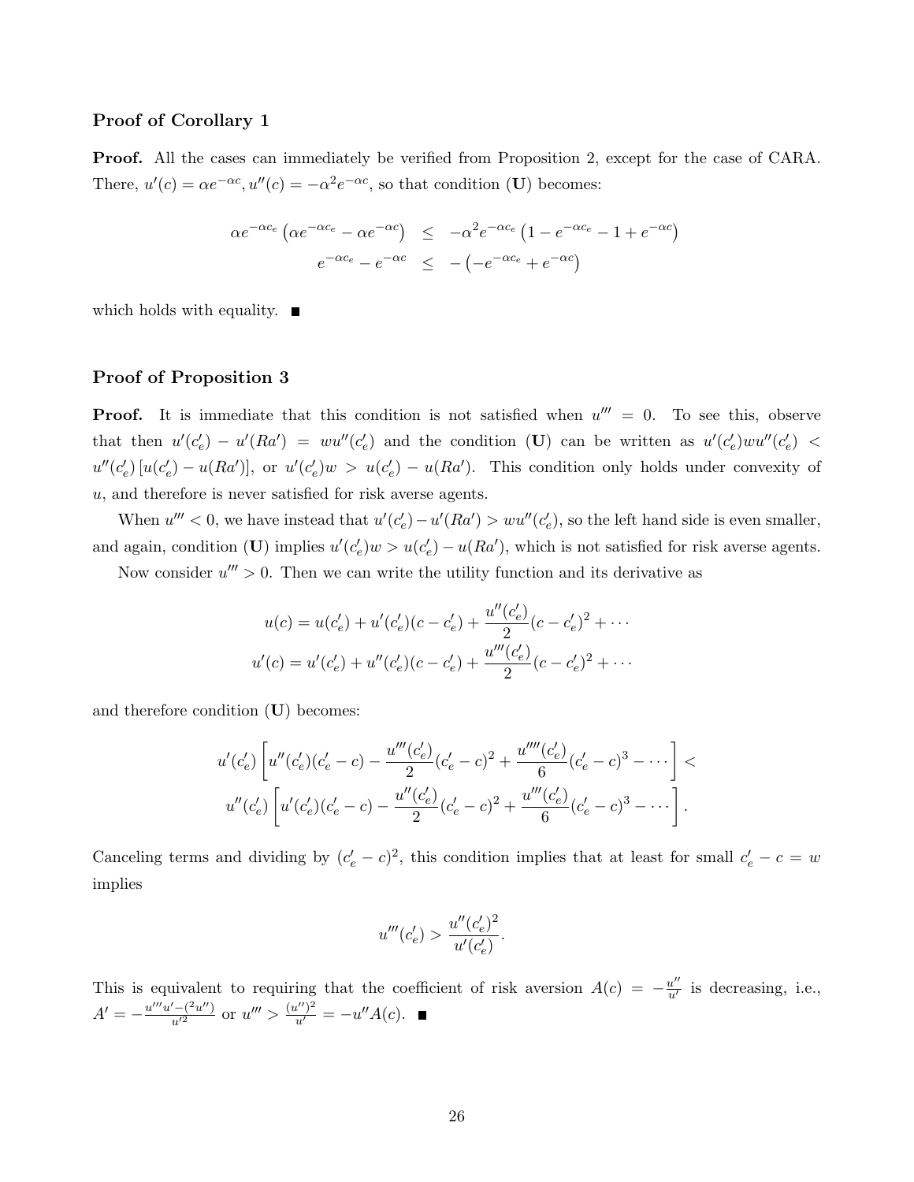### Proof of Corollary 1

**Proof.** All the cases can immediately be verified from Proposition 2, except for the case of CARA. There, $u'(c) = \alpha e^{-\alpha c}, u''(c) = -\alpha^2 e^{-\alpha c}$, so that condition (**U**) becomes:

$$
\begin{aligned}
\alpha e^{-\alpha c_e} \left( \alpha e^{-\alpha c_e} - \alpha e^{-\alpha c} \right) &\leq -\alpha^2 e^{-\alpha c_e} \left( 1 - e^{-\alpha c_e} - 1 + e^{-\alpha c} \right) \\
e^{-\alpha c_e} - e^{-\alpha c} &\leq -\left( -e^{-\alpha c_e} + e^{-\alpha c} \right)
\end{aligned}
$$

which holds with equality. ■

### Proof of Proposition 3

**Proof.** It is immediate that this condition is not satisfied when $u''' = 0$. To see this, observe that then $u'(c_e') - u'(Ra') = wu''(c_e')$ and the condition (**U**) can be written as $u'(c_e')wu''(c_e') < u''(c_e')\left[u(c_e') - u(Ra')\right]$, or $u'(c_e')w > u(c_e') - u(Ra')$. This condition only holds under convexity of $u$, and therefore is never satisfied for risk averse agents.

When $u''' < 0$, we have instead that $u'(c_e') - u'(Ra') > wu''(c_e')$, so the left hand side is even smaller, and again, condition (**U**) implies $u'(c_e')w > u(c_e') - u(Ra')$, which is not satisfied for risk averse agents.

Now consider $u''' > 0$. Then we can write the utility function and its derivative as

$$
\begin{aligned}
u(c) &= u(c_e') + u'(c_e')(c - c_e') + \frac{u''(c_e')}{2}(c - c_e')^2 + \cdots \\
u'(c) &= u'(c_e') + u''(c_e')(c - c_e') + \frac{u'''(c_e')}{2}(c - c_e')^2 + \cdots
\end{aligned}
$$

and therefore condition (**U**) becomes:

$$
\begin{aligned}
u'(c_e') \left[ u''(c_e')(c_e' - c) - \frac{u'''(c_e')}{2}(c_e' - c)^2 + \frac{u''''(c_e')}{6}(c_e' - c)^3 - \cdots \right] < \\
u''(c_e') \left[ u'(c_e')(c_e' - c) - \frac{u''(c_e')}{2}(c_e' - c)^2 + \frac{u'''(c_e')}{6}(c_e' - c)^3 - \cdots \right].
\end{aligned}
$$

Canceling terms and dividing by $(c_e' - c)^2$, this condition implies that at least for small $c_e' - c = w$ implies

$$
u'''(c_e') > \frac{u''(c_e')^2}{u'(c_e')}.
$$

This is equivalent to requiring that the coefficient of risk aversion $A(c) = -\frac{u''}{u'}$ is decreasing, i.e., $A' = -\frac{u'''u' - (^2u'')}{u'^2}$ or $u''' > \frac{(u'')^2}{u'} = -u''A(c)$. ■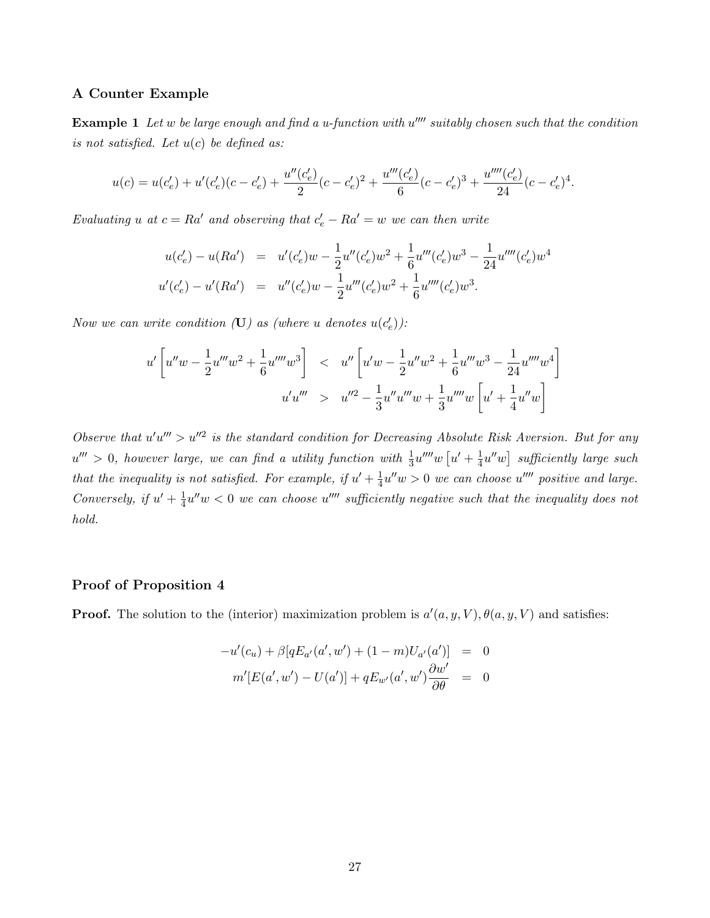### A Counter Example

**Example 1** *Let $w$ be large enough and find a u-function with $u''''$ suitably chosen such that the condition is not satisfied. Let $u(c)$ be defined as:*

$$u(c) = u(c_e') + u'(c_e')(c - c_e') + \frac{u''(c_e')}{2}(c - c_e')^2 + \frac{u'''(c_e')}{6}(c - c_e')^3 + \frac{u''''(c_e')}{24}(c - c_e')^4.$$

*Evaluating $u$ at $c = Ra'$ and observing that $c_e' - Ra' = w$ we can then write*

$$\begin{aligned} u(c_e') - u(Ra') &= u'(c_e')w - \frac{1}{2}u''(c_e')w^2 + \frac{1}{6}u'''(c_e')w^3 - \frac{1}{24}u''''(c_e')w^4 \\ u'(c_e') - u'(Ra') &= u''(c_e')w - \frac{1}{2}u'''(c_e')w^2 + \frac{1}{6}u''''(c_e')w^3. \end{aligned}$$

*Now we can write condition (**U**) as (where $u$ denotes $u(c_e')$):*

$$\begin{aligned} u'\left[u''w - \frac{1}{2}u'''w^2 + \frac{1}{6}u''''w^3\right] &< u''\left[u'w - \frac{1}{2}u''w^2 + \frac{1}{6}u'''w^3 - \frac{1}{24}u''''w^4\right] \\ u'u''' &> u''^2 - \frac{1}{3}u''u'''w + \frac{1}{3}u''''w\left[u' + \frac{1}{4}u''w\right] \end{aligned}$$

*Observe that $u'u''' > u''^2$ is the standard condition for Decreasing Absolute Risk Aversion. But for any $u''' > 0$, however large, we can find a utility function with $\frac{1}{3}u''''w\left[u' + \frac{1}{4}u''w\right]$ sufficiently large such that the inequality is not satisfied. For example, if $u' + \frac{1}{4}u''w > 0$ we can choose $u''''$ positive and large. Conversely, if $u' + \frac{1}{4}u''w < 0$ we can choose $u''''$ sufficiently negative such that the inequality does not hold.*

### Proof of Proposition 4

**Proof.** The solution to the (interior) maximization problem is $a'(a, y, V), \theta(a, y, V)$ and satisfies:

$$\begin{aligned} -u'(c_u) + \beta[qE_{a'}(a', w') + (1 - m)U_{a'}(a')] &= 0 \\ m'[E(a', w') - U(a')] + qE_{w'}(a', w')\frac{\partial w'}{\partial \theta} &= 0 \end{aligned}$$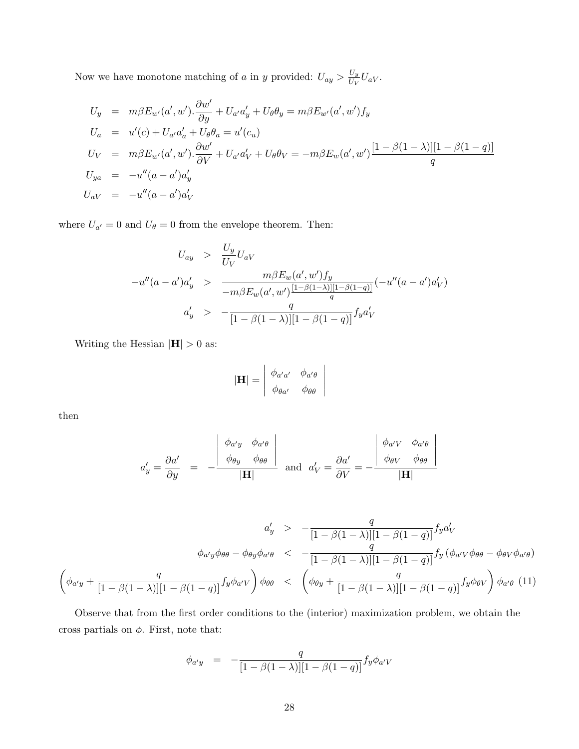Now we have monotone matching of $a$ in $y$ provided: $U_{ay} > \frac{U_y}{U_V} U_{aV}$.

$$
\begin{aligned}
U_y &= m\beta E_{w'}(a', w').\frac{\partial w'}{\partial y} + U_{a'}a'_y + U_\theta \theta_y = m\beta E_{w'}(a', w') f_y \\
U_a &= u'(c) + U_{a'}a'_a + U_\theta \theta_a = u'(c_u) \\
U_V &= m\beta E_{w'}(a', w').\frac{\partial w'}{\partial V} + U_{a'}a'_V + U_\theta \theta_V = -m\beta E_w(a', w') \frac{[1-\beta(1-\lambda)][1-\beta(1-q)]}{q} \\
U_{ya} &= -u''(a-a')a'_y \\
U_{aV} &= -u''(a-a')a'_V
\end{aligned}
$$

where $U_{a'} = 0$ and $U_\theta = 0$ from the envelope theorem. Then:

$$
\begin{aligned}
U_{ay} &> \frac{U_y}{U_V} U_{aV} \\
-u''(a-a')a'_y &> \frac{m\beta E_w(a', w') f_y}{-m\beta E_w(a', w') \frac{[1-\beta(1-\lambda)][1-\beta(1-q)]}{q}} (-u''(a-a')a'_V) \\
a'_y &> -\frac{q}{[1-\beta(1-\lambda)][1-\beta(1-q)]} f_y a'_V
\end{aligned}
$$

Writing the Hessian $|\mathbf{H}| > 0$ as:

$$
|\mathbf{H}| = \begin{vmatrix} \phi_{a'a'} & \phi_{a'\theta} \\ \phi_{\theta a'} & \phi_{\theta\theta} \end{vmatrix}
$$

then

$$
a'_y = \frac{\partial a'}{\partial y} = -\frac{\begin{vmatrix} \phi_{a'y} & \phi_{a'\theta} \\ \phi_{\theta y} & \phi_{\theta\theta} \end{vmatrix}}{|\mathbf{H}|} \quad \text{and} \quad a'_V = \frac{\partial a'}{\partial V} = -\frac{\begin{vmatrix} \phi_{a'V} & \phi_{a'\theta} \\ \phi_{\theta V} & \phi_{\theta\theta} \end{vmatrix}}{|\mathbf{H}|}
$$

$$
\begin{aligned}
a'_y &> -\frac{q}{[1-\beta(1-\lambda)][1-\beta(1-q)]} f_y a'_V \\
\phi_{a'y}\phi_{\theta\theta} - \phi_{\theta y}\phi_{a'\theta} &< -\frac{q}{[1-\beta(1-\lambda)][1-\beta(1-q)]} f_y \left(\phi_{a'V}\phi_{\theta\theta} - \phi_{\theta V}\phi_{a'\theta}\right) \\
\left(\phi_{a'y} + \frac{q}{[1-\beta(1-\lambda)][1-\beta(1-q)]} f_y \phi_{a'V}\right)\phi_{\theta\theta} &< \left(\phi_{\theta y} + \frac{q}{[1-\beta(1-\lambda)][1-\beta(1-q)]} f_y \phi_{\theta V}\right)\phi_{a'\theta} \quad (11)
\end{aligned}
$$

Observe that from the first order conditions to the (interior) maximization problem, we obtain the cross partials on $\phi$. First, note that:

$$
\phi_{a'y} = -\frac{q}{[1-\beta(1-\lambda)][1-\beta(1-q)]} f_y \phi_{a'V}
$$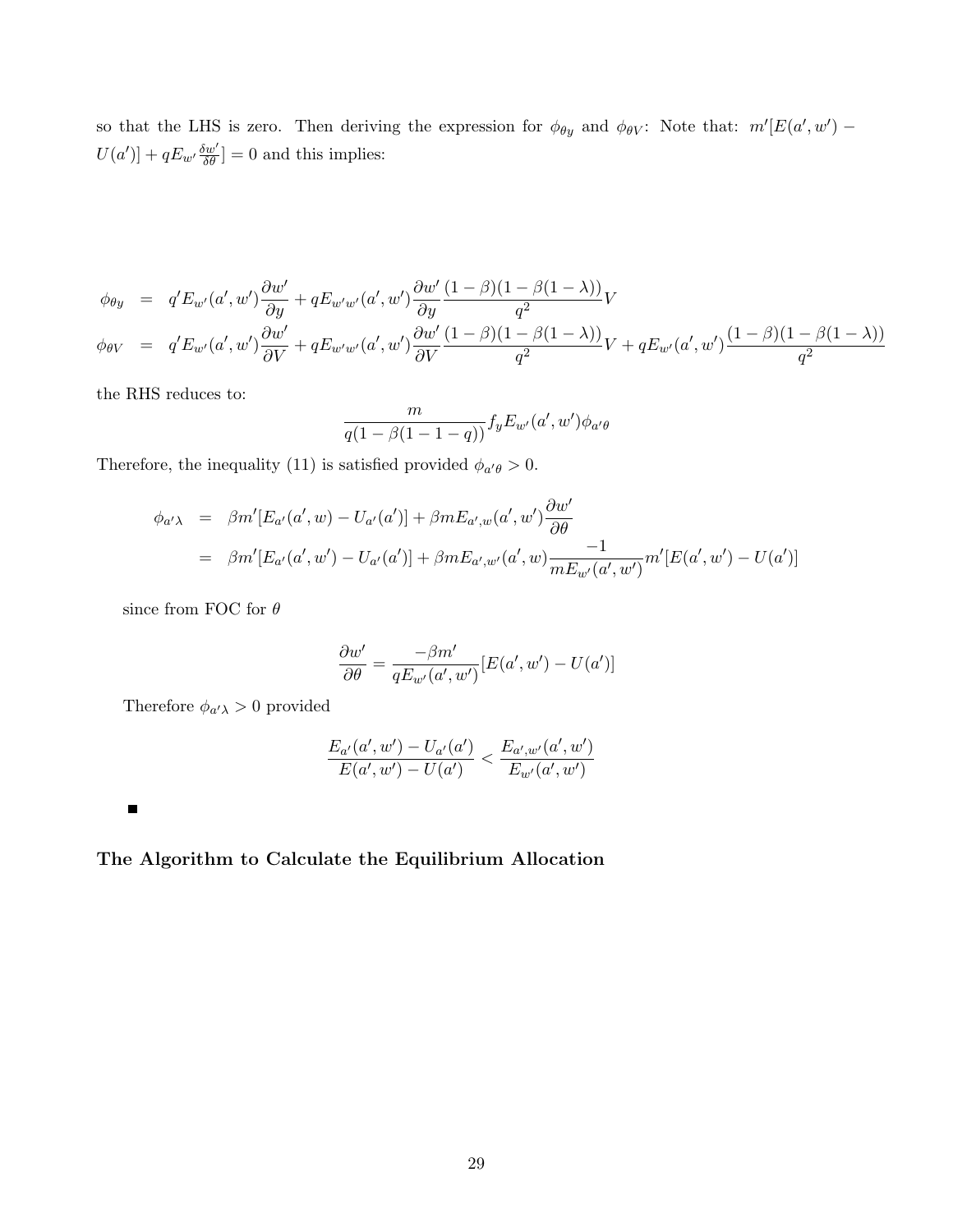so that the LHS is zero. Then deriving the expression for $\phi_{\theta y}$ and $\phi_{\theta V}$: Note that: $m'[E(a', w') - U(a')] + qE_{w'}\frac{\delta w'}{\delta \theta}] = 0$ and this implies:

$$
\begin{aligned}
\phi_{\theta y} &= q' E_{w'}(a', w')\frac{\partial w'}{\partial y} + qE_{w'w'}(a', w')\frac{\partial w'}{\partial y}\frac{(1-\beta)(1-\beta(1-\lambda))}{q^2}V \\
\phi_{\theta V} &= q' E_{w'}(a', w')\frac{\partial w'}{\partial V} + qE_{w'w'}(a', w')\frac{\partial w'}{\partial V}\frac{(1-\beta)(1-\beta(1-\lambda))}{q^2}V + qE_{w'}(a', w')\frac{(1-\beta)(1-\beta(1-\lambda))}{q^2}
\end{aligned}
$$

the RHS reduces to:

$$
\frac{m}{q(1-\beta(1-1-q))}f_y E_{w'}(a', w')\phi_{a'\theta}
$$

Therefore, the inequality (11) is satisfied provided $\phi_{a'\theta} > 0$.

$$
\begin{aligned}
\phi_{a'\lambda} &= \beta m'[E_{a'}(a', w) - U_{a'}(a')] + \beta m E_{a',w}(a', w')\frac{\partial w'}{\partial \theta} \\
&= \beta m'[E_{a'}(a', w') - U_{a'}(a')] + \beta m E_{a',w'}(a', w)\frac{-1}{mE_{w'}(a', w')}m'[E(a', w') - U(a')]
\end{aligned}
$$

since from FOC for $\theta$

$$
\frac{\partial w'}{\partial \theta} = \frac{-\beta m'}{qE_{w'}(a', w')}[E(a', w') - U(a')]
$$

Therefore $\phi_{a'\lambda} > 0$ provided

$$
\frac{E_{a'}(a', w') - U_{a'}(a')}{E(a', w') - U(a')} < \frac{E_{a',w'}(a', w')}{E_{w'}(a', w')}
$$

■

**The Algorithm to Calculate the Equilibrium Allocation**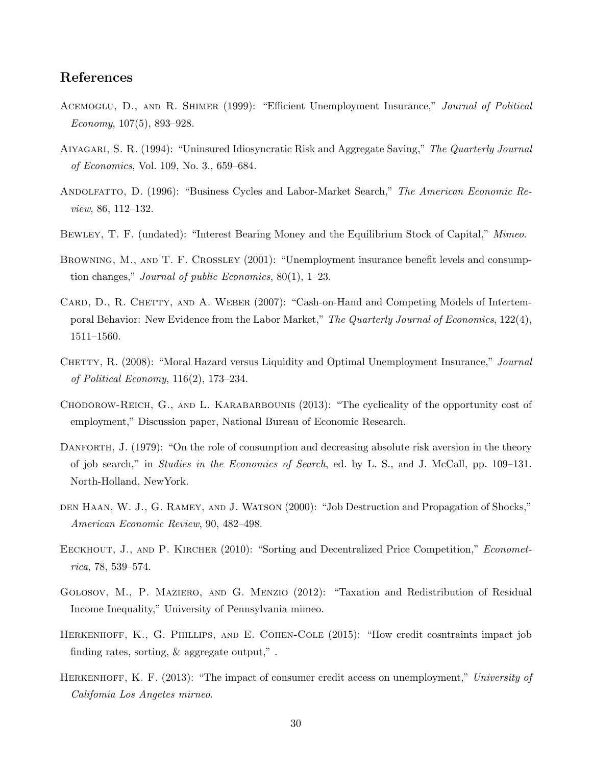## References

Acemoglu, D., and R. Shimer (1999): "Efficient Unemployment Insurance," *Journal of Political Economy*, 107(5), 893–928.

Aiyagari, S. R. (1994): "Uninsured Idiosyncratic Risk and Aggregate Saving," *The Quarterly Journal of Economics*, Vol. 109, No. 3., 659–684.

Andolfatto, D. (1996): "Business Cycles and Labor-Market Search," *The American Economic Review*, 86, 112–132.

Bewley, T. F. (undated): "Interest Bearing Money and the Equilibrium Stock of Capital," *Mimeo*.

Browning, M., and T. F. Crossley (2001): "Unemployment insurance benefit levels and consumption changes," *Journal of public Economics*, 80(1), 1–23.

Card, D., R. Chetty, and A. Weber (2007): "Cash-on-Hand and Competing Models of Intertemporal Behavior: New Evidence from the Labor Market," *The Quarterly Journal of Economics*, 122(4), 1511–1560.

Chetty, R. (2008): "Moral Hazard versus Liquidity and Optimal Unemployment Insurance," *Journal of Political Economy*, 116(2), 173–234.

Chodorow-Reich, G., and L. Karabarbounis (2013): "The cyclicality of the opportunity cost of employment," Discussion paper, National Bureau of Economic Research.

Danforth, J. (1979): "On the role of consumption and decreasing absolute risk aversion in the theory of job search," in *Studies in the Economics of Search*, ed. by L. S., and J. McCall, pp. 109–131. North-Holland, NewYork.

den Haan, W. J., G. Ramey, and J. Watson (2000): "Job Destruction and Propagation of Shocks," *American Economic Review*, 90, 482–498.

Eeckhout, J., and P. Kircher (2010): "Sorting and Decentralized Price Competition," *Econometrica*, 78, 539–574.

Golosov, M., P. Maziero, and G. Menzio (2012): "Taxation and Redistribution of Residual Income Inequality," University of Pennsylvania mimeo.

Herkenhoff, K., G. Phillips, and E. Cohen-Cole (2015): "How credit cosntraints impact job finding rates, sorting, & aggregate output," .

Herkenhoff, K. F. (2013): "The impact of consumer credit access on unemployment," *University of Califomia Los Angetes mirneo.*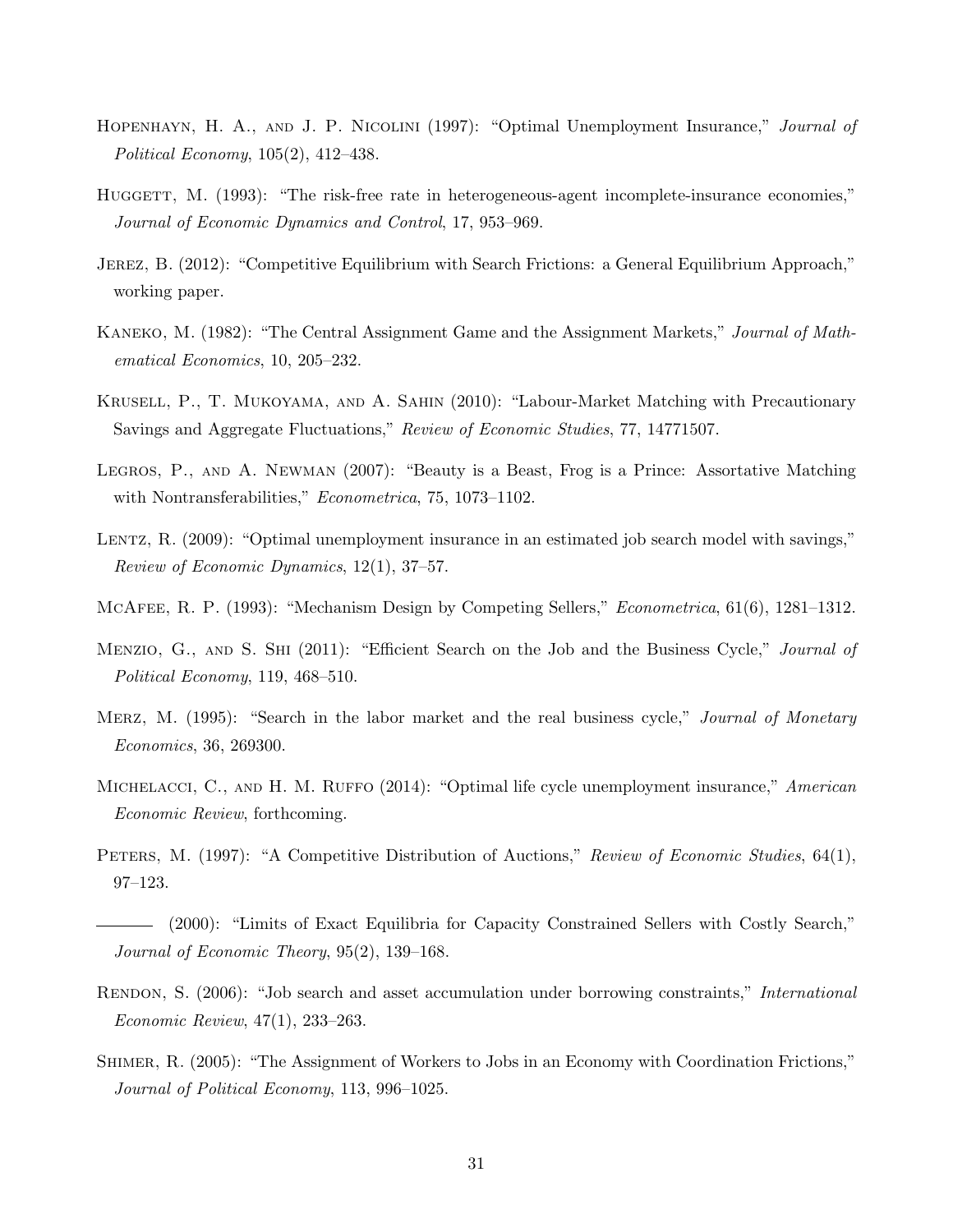Hopenhayn, H. A., and J. P. Nicolini (1997): "Optimal Unemployment Insurance," *Journal of Political Economy*, 105(2), 412–438.

Huggett, M. (1993): "The risk-free rate in heterogeneous-agent incomplete-insurance economies," *Journal of Economic Dynamics and Control*, 17, 953–969.

Jerez, B. (2012): "Competitive Equilibrium with Search Frictions: a General Equilibrium Approach," working paper.

Kaneko, M. (1982): "The Central Assignment Game and the Assignment Markets," *Journal of Mathematical Economics*, 10, 205–232.

Krusell, P., T. Mukoyama, and A. Sahin (2010): "Labour-Market Matching with Precautionary Savings and Aggregate Fluctuations," *Review of Economic Studies*, 77, 14771507.

Legros, P., and A. Newman (2007): "Beauty is a Beast, Frog is a Prince: Assortative Matching with Nontransferabilities," *Econometrica*, 75, 1073–1102.

Lentz, R. (2009): "Optimal unemployment insurance in an estimated job search model with savings," *Review of Economic Dynamics*, 12(1), 37–57.

McAfee, R. P. (1993): "Mechanism Design by Competing Sellers," *Econometrica*, 61(6), 1281–1312.

Menzio, G., and S. Shi (2011): "Efficient Search on the Job and the Business Cycle," *Journal of Political Economy*, 119, 468–510.

Merz, M. (1995): "Search in the labor market and the real business cycle," *Journal of Monetary Economics*, 36, 269300.

Michelacci, C., and H. M. Ruffo (2014): "Optimal life cycle unemployment insurance," *American Economic Review*, forthcoming.

Peters, M. (1997): "A Competitive Distribution of Auctions," *Review of Economic Studies*, 64(1), 97–123.

——— (2000): "Limits of Exact Equilibria for Capacity Constrained Sellers with Costly Search," *Journal of Economic Theory*, 95(2), 139–168.

Rendon, S. (2006): "Job search and asset accumulation under borrowing constraints," *International Economic Review*, 47(1), 233–263.

Shimer, R. (2005): "The Assignment of Workers to Jobs in an Economy with Coordination Frictions," *Journal of Political Economy*, 113, 996–1025.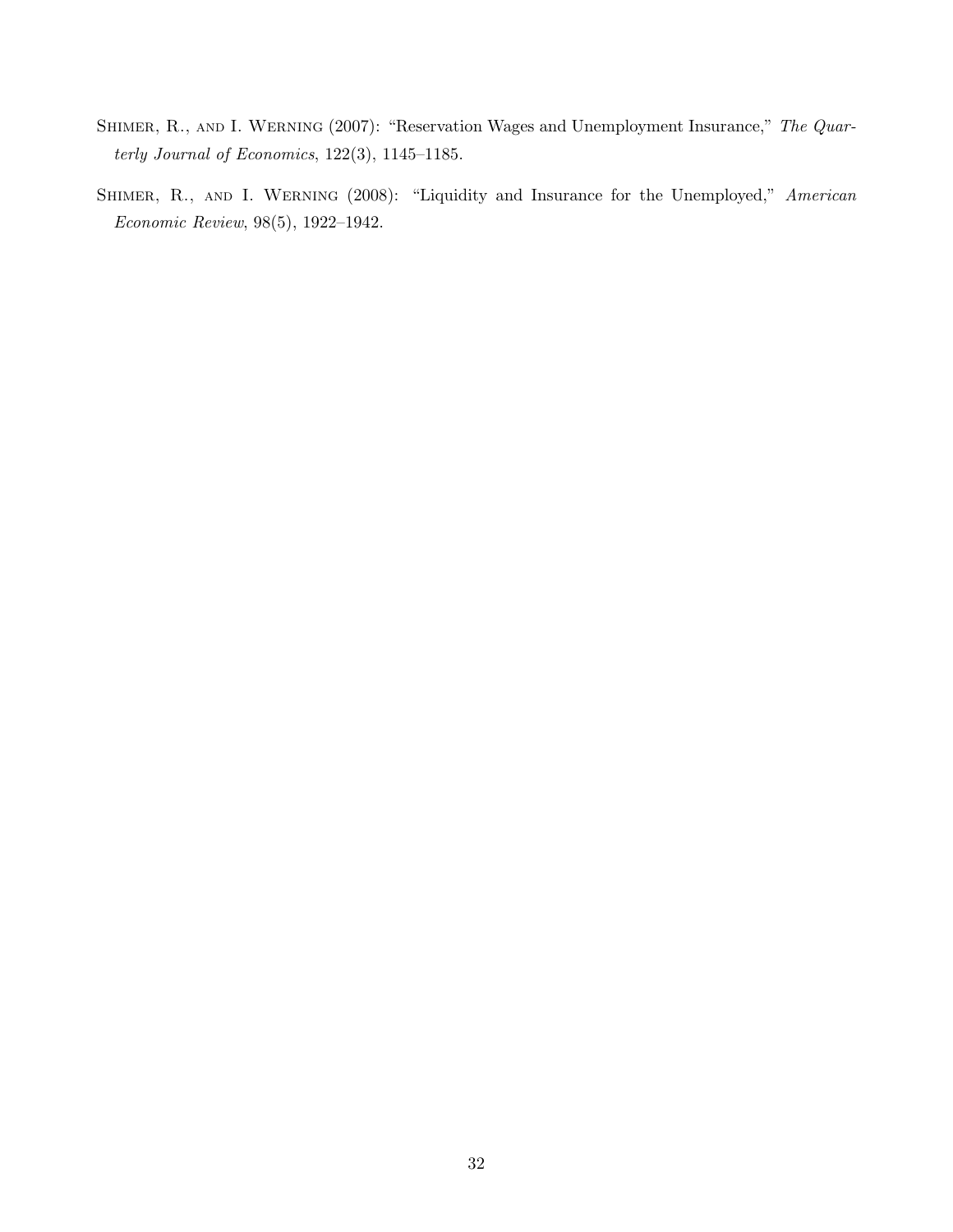Shimer, R., and I. Werning (2007): "Reservation Wages and Unemployment Insurance," *The Quarterly Journal of Economics*, 122(3), 1145–1185.

Shimer, R., and I. Werning (2008): "Liquidity and Insurance for the Unemployed," *American Economic Review*, 98(5), 1922–1942.